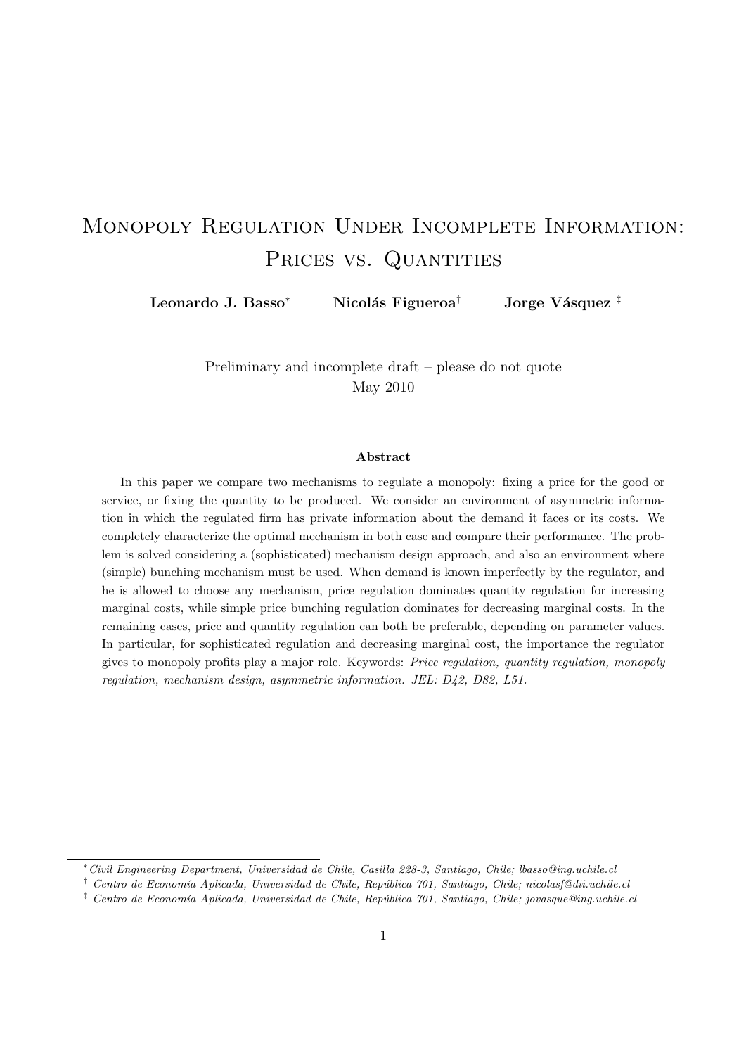# Monopoly Regulation Under Incomplete Information: Prices vs. Quantities

**Leonardo J. Basso**[*] **Nicolás Figueroa**[†] **Jorge Vásquez**[‡]

Preliminary and incomplete draft – please do not quote
May 2010

### Abstract

In this paper we compare two mechanisms to regulate a monopoly: fixing a price for the good or service, or fixing the quantity to be produced. We consider an environment of asymmetric information in which the regulated firm has private information about the demand it faces or its costs. We completely characterize the optimal mechanism in both case and compare their performance. The problem is solved considering a (sophisticated) mechanism design approach, and also an environment where (simple) bunching mechanism must be used. When demand is known imperfectly by the regulator, and he is allowed to choose any mechanism, price regulation dominates quantity regulation for increasing marginal costs, while simple price bunching regulation dominates for decreasing marginal costs. In the remaining cases, price and quantity regulation can both be preferable, depending on parameter values. In particular, for sophisticated regulation and decreasing marginal cost, the importance the regulator gives to monopoly profits play a major role. Keywords: *Price regulation, quantity regulation, monopoly regulation, mechanism design, asymmetric information. JEL: D42, D82, L51.*

---

[*] *Civil Engineering Department, Universidad de Chile, Casilla 228-3, Santiago, Chile; lbasso@ing.uchile.cl*

[†] *Centro de Economía Aplicada, Universidad de Chile, República 701, Santiago, Chile; nicolasf@dii.uchile.cl*

[‡] *Centro de Economía Aplicada, Universidad de Chile, República 701, Santiago, Chile; jovasque@ing.uchile.cl*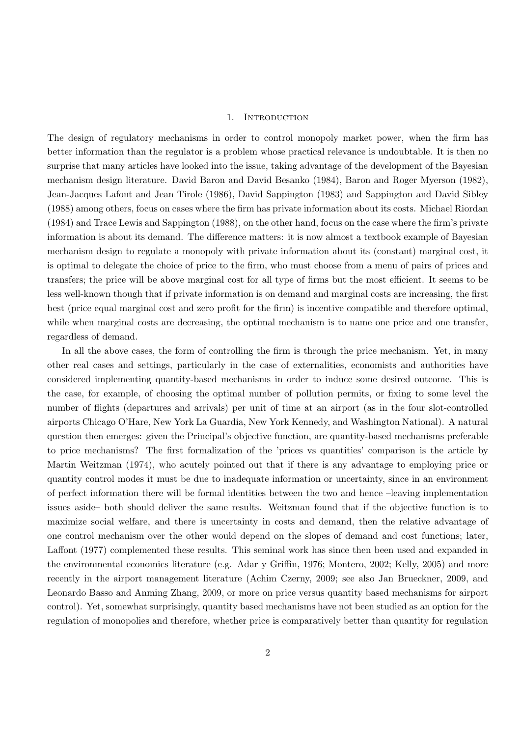## 1. Introduction

The design of regulatory mechanisms in order to control monopoly market power, when the firm has better information than the regulator is a problem whose practical relevance is undoubtable. It is then no surprise that many articles have looked into the issue, taking advantage of the development of the Bayesian mechanism design literature. David Baron and David Besanko (1984), Baron and Roger Myerson (1982), Jean-Jacques Lafont and Jean Tirole (1986), David Sappington (1983) and Sappington and David Sibley (1988) among others, focus on cases where the firm has private information about its costs. Michael Riordan (1984) and Trace Lewis and Sappington (1988), on the other hand, focus on the case where the firm's private information is about its demand. The difference matters: it is now almost a textbook example of Bayesian mechanism design to regulate a monopoly with private information about its (constant) marginal cost, it is optimal to delegate the choice of price to the firm, who must choose from a menu of pairs of prices and transfers; the price will be above marginal cost for all type of firms but the most efficient. It seems to be less well-known though that if private information is on demand and marginal costs are increasing, the first best (price equal marginal cost and zero profit for the firm) is incentive compatible and therefore optimal, while when marginal costs are decreasing, the optimal mechanism is to name one price and one transfer, regardless of demand.

In all the above cases, the form of controlling the firm is through the price mechanism. Yet, in many other real cases and settings, particularly in the case of externalities, economists and authorities have considered implementing quantity-based mechanisms in order to induce some desired outcome. This is the case, for example, of choosing the optimal number of pollution permits, or fixing to some level the number of flights (departures and arrivals) per unit of time at an airport (as in the four slot-controlled airports Chicago O'Hare, New York La Guardia, New York Kennedy, and Washington National). A natural question then emerges: given the Principal's objective function, are quantity-based mechanisms preferable to price mechanisms? The first formalization of the 'prices vs quantities' comparison is the article by Martin Weitzman (1974), who acutely pointed out that if there is any advantage to employing price or quantity control modes it must be due to inadequate information or uncertainty, since in an environment of perfect information there will be formal identities between the two and hence –leaving implementation issues aside– both should deliver the same results. Weitzman found that if the objective function is to maximize social welfare, and there is uncertainty in costs and demand, then the relative advantage of one control mechanism over the other would depend on the slopes of demand and cost functions; later, Laffont (1977) complemented these results. This seminal work has since then been used and expanded in the environmental economics literature (e.g. Adar y Griffin, 1976; Montero, 2002; Kelly, 2005) and more recently in the airport management literature (Achim Czerny, 2009; see also Jan Brueckner, 2009, and Leonardo Basso and Anming Zhang, 2009, or more on price versus quantity based mechanisms for airport control). Yet, somewhat surprisingly, quantity based mechanisms have not been studied as an option for the regulation of monopolies and therefore, whether price is comparatively better than quantity for regulation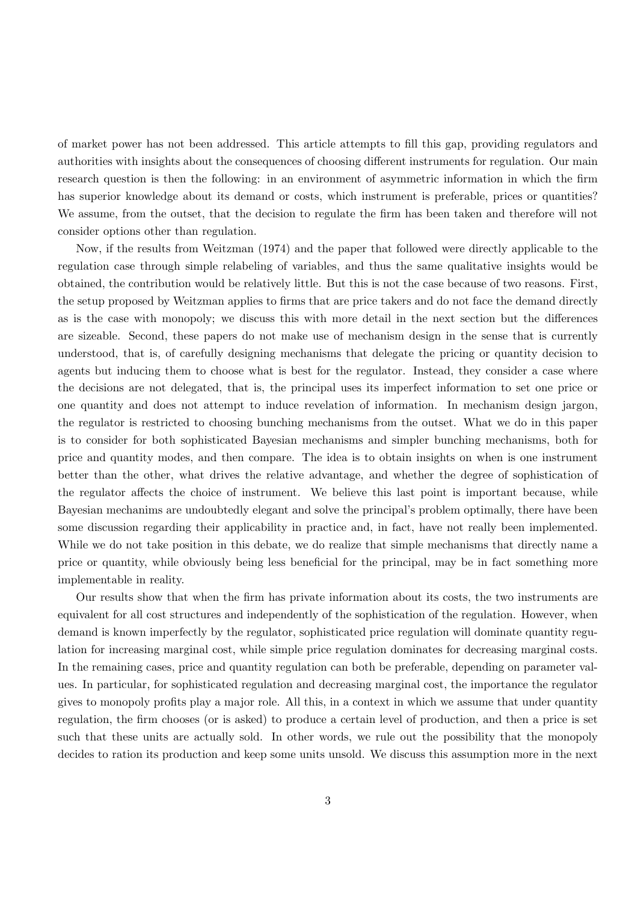of market power has not been addressed. This article attempts to fill this gap, providing regulators and authorities with insights about the consequences of choosing different instruments for regulation. Our main research question is then the following: in an environment of asymmetric information in which the firm has superior knowledge about its demand or costs, which instrument is preferable, prices or quantities? We assume, from the outset, that the decision to regulate the firm has been taken and therefore will not consider options other than regulation.

Now, if the results from Weitzman (1974) and the paper that followed were directly applicable to the regulation case through simple relabeling of variables, and thus the same qualitative insights would be obtained, the contribution would be relatively little. But this is not the case because of two reasons. First, the setup proposed by Weitzman applies to firms that are price takers and do not face the demand directly as is the case with monopoly; we discuss this with more detail in the next section but the differences are sizeable. Second, these papers do not make use of mechanism design in the sense that is currently understood, that is, of carefully designing mechanisms that delegate the pricing or quantity decision to agents but inducing them to choose what is best for the regulator. Instead, they consider a case where the decisions are not delegated, that is, the principal uses its imperfect information to set one price or one quantity and does not attempt to induce revelation of information. In mechanism design jargon, the regulator is restricted to choosing bunching mechanisms from the outset. What we do in this paper is to consider for both sophisticated Bayesian mechanisms and simpler bunching mechanisms, both for price and quantity modes, and then compare. The idea is to obtain insights on when is one instrument better than the other, what drives the relative advantage, and whether the degree of sophistication of the regulator affects the choice of instrument. We believe this last point is important because, while Bayesian mechanims are undoubtedly elegant and solve the principal's problem optimally, there have been some discussion regarding their applicability in practice and, in fact, have not really been implemented. While we do not take position in this debate, we do realize that simple mechanisms that directly name a price or quantity, while obviously being less beneficial for the principal, may be in fact something more implementable in reality.

Our results show that when the firm has private information about its costs, the two instruments are equivalent for all cost structures and independently of the sophistication of the regulation. However, when demand is known imperfectly by the regulator, sophisticated price regulation will dominate quantity regulation for increasing marginal cost, while simple price regulation dominates for decreasing marginal costs. In the remaining cases, price and quantity regulation can both be preferable, depending on parameter values. In particular, for sophisticated regulation and decreasing marginal cost, the importance the regulator gives to monopoly profits play a major role. All this, in a context in which we assume that under quantity regulation, the firm chooses (or is asked) to produce a certain level of production, and then a price is set such that these units are actually sold. In other words, we rule out the possibility that the monopoly decides to ration its production and keep some units unsold. We discuss this assumption more in the next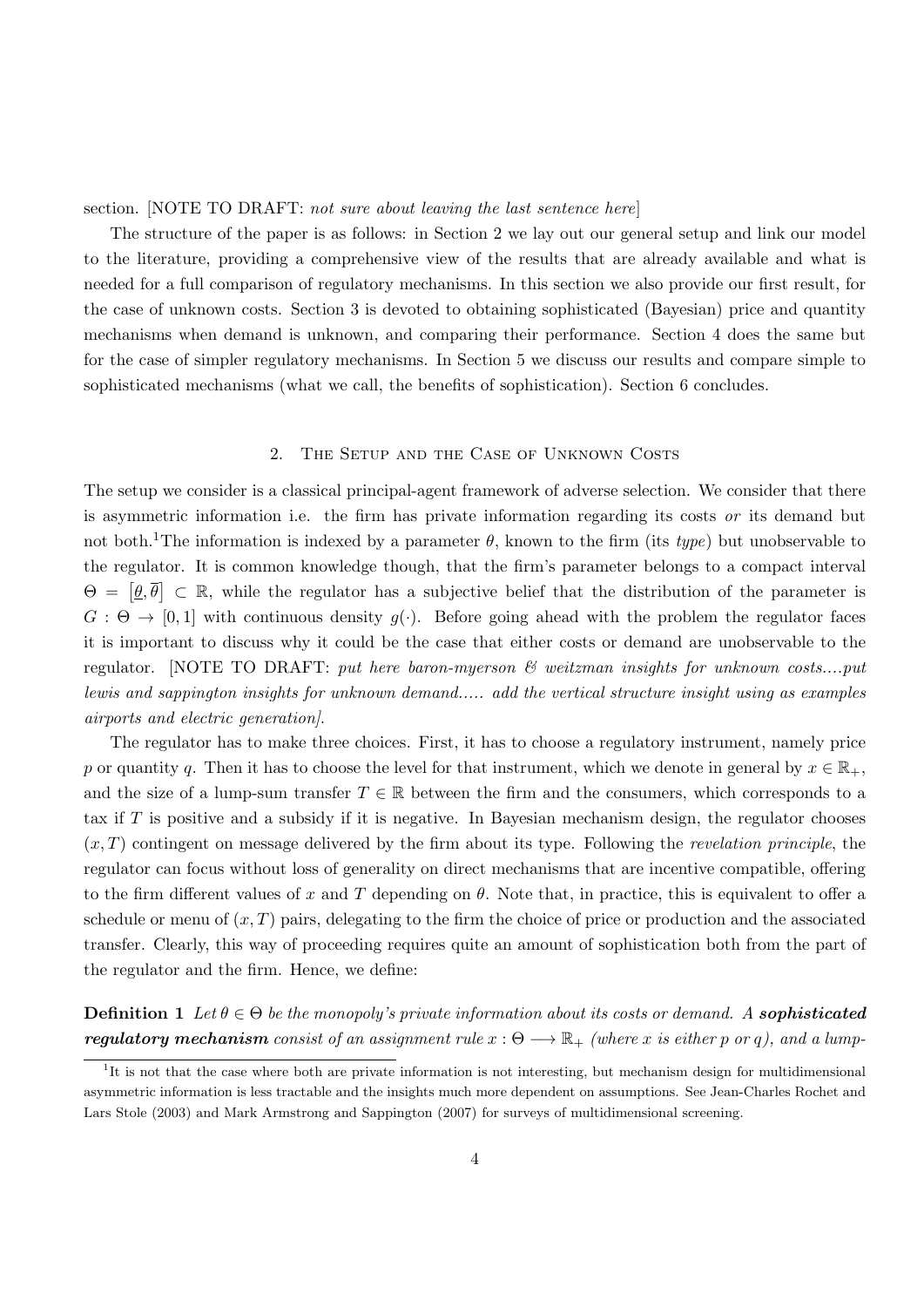section. [NOTE TO DRAFT: *not sure about leaving the last sentence here*]

The structure of the paper is as follows: in Section 2 we lay out our general setup and link our model to the literature, providing a comprehensive view of the results that are already available and what is needed for a full comparison of regulatory mechanisms. In this section we also provide our first result, for the case of unknown costs. Section 3 is devoted to obtaining sophisticated (Bayesian) price and quantity mechanisms when demand is unknown, and comparing their performance. Section 4 does the same but for the case of simpler regulatory mechanisms. In Section 5 we discuss our results and compare simple to sophisticated mechanisms (what we call, the benefits of sophistication). Section 6 concludes.

## 2. The Setup and the Case of Unknown Costs

The setup we consider is a classical principal-agent framework of adverse selection. We consider that there is asymmetric information i.e. the firm has private information regarding its costs *or* its demand but not both.[1] The information is indexed by a parameter $\theta$, known to the firm (its *type*) but unobservable to the regulator. It is common knowledge though, that the firm's parameter belongs to a compact interval $\Theta = [\underline{\theta}, \overline{\theta}] \subset \mathbb{R}$, while the regulator has a subjective belief that the distribution of the parameter is $G : \Theta \to [0, 1]$ with continuous density $g(\cdot)$. Before going ahead with the problem the regulator faces it is important to discuss why it could be the case that either costs or demand are unobservable to the regulator. [NOTE TO DRAFT: *put here baron-myerson & weitzman insights for unknown costs....put lewis and sappington insights for unknown demand..... add the vertical structure insight using as examples airports and electric generation]*.

The regulator has to make three choices. First, it has to choose a regulatory instrument, namely price $p$ or quantity $q$. Then it has to choose the level for that instrument, which we denote in general by $x \in \mathbb{R}_+$, and the size of a lump-sum transfer $T \in \mathbb{R}$ between the firm and the consumers, which corresponds to a tax if $T$ is positive and a subsidy if it is negative. In Bayesian mechanism design, the regulator chooses $(x, T)$ contingent on message delivered by the firm about its type. Following the *revelation principle*, the regulator can focus without loss of generality on direct mechanisms that are incentive compatible, offering to the firm different values of $x$ and $T$ depending on $\theta$. Note that, in practice, this is equivalent to offer a schedule or menu of $(x, T)$ pairs, delegating to the firm the choice of price or production and the associated transfer. Clearly, this way of proceeding requires quite an amount of sophistication both from the part of the regulator and the firm. Hence, we define:

**Definition 1** *Let $\theta \in \Theta$ be the monopoly's private information about its costs or demand. A* ***sophisticated regulatory mechanism*** *consist of an assignment rule $x : \Theta \longrightarrow \mathbb{R}_+$ (where $x$ is either $p$ or $q$), and a lump-*

[1] It is not that the case where both are private information is not interesting, but mechanism design for multidimensional asymmetric information is less tractable and the insights much more dependent on assumptions. See Jean-Charles Rochet and Lars Stole (2003) and Mark Armstrong and Sappington (2007) for surveys of multidimensional screening.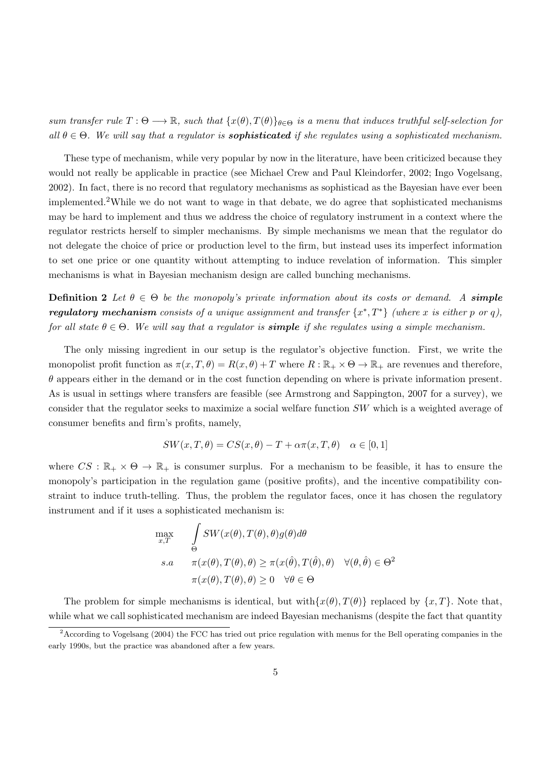*sum transfer rule $T : \Theta \longrightarrow \mathbb{R}$, such that $\{x(\theta), T(\theta)\}_{\theta \in \Theta}$ is a menu that induces truthful self-selection for all $\theta \in \Theta$. We will say that a regulator is* ***sophisticated*** *if she regulates using a sophisticated mechanism.*

These type of mechanism, while very popular by now in the literature, have been criticized because they would not really be applicable in practice (see Michael Crew and Paul Kleindorfer, 2002; Ingo Vogelsang, 2002). In fact, there is no record that regulatory mechanisms as sophisticad as the Bayesian have ever been implemented.[2]While we do not want to wage in that debate, we do agree that sophisticated mechanisms may be hard to implement and thus we address the choice of regulatory instrument in a context where the regulator restricts herself to simpler mechanisms. By simple mechanisms we mean that the regulator do not delegate the choice of price or production level to the firm, but instead uses its imperfect information to set one price or one quantity without attempting to induce revelation of information. This simpler mechanisms is what in Bayesian mechanism design are called bunching mechanisms.

**Definition 2** *Let $\theta \in \Theta$ be the monopoly's private information about its costs or demand. A* ***simple regulatory mechanism*** *consists of a unique assignment and transfer $\{x^*, T^*\}$ (where $x$ is either $p$ or $q$), for all state $\theta \in \Theta$. We will say that a regulator is* ***simple*** *if she regulates using a simple mechanism.*

The only missing ingredient in our setup is the regulator's objective function. First, we write the monopolist profit function as $\pi(x, T, \theta) = R(x, \theta) + T$ where $R : \mathbb{R}_+ \times \Theta \rightarrow \mathbb{R}_+$ are revenues and therefore, $\theta$ appears either in the demand or in the cost function depending on where is private information present. As is usual in settings where transfers are feasible (see Armstrong and Sappington, 2007 for a survey), we consider that the regulator seeks to maximize a social welfare function $SW$ which is a weighted average of consumer benefits and firm's profits, namely,

$$SW(x, T, \theta) = CS(x, \theta) - T + \alpha\pi(x, T, \theta) \quad \alpha \in [0, 1]$$

where $CS : \mathbb{R}_+ \times \Theta \rightarrow \mathbb{R}_+$ is consumer surplus. For a mechanism to be feasible, it has to ensure the monopoly's participation in the regulation game (positive profits), and the incentive compatibility constraint to induce truth-telling. Thus, the problem the regulator faces, once it has chosen the regulatory instrument and if it uses a sophisticated mechanism is:

$$\begin{aligned}
\max_{x,T} \quad & \int_{\Theta} SW(x(\theta), T(\theta), \theta) g(\theta) d\theta \\
s.a \quad & \pi(x(\theta), T(\theta), \theta) \geq \pi(x(\hat{\theta}), T(\hat{\theta}), \theta) \quad \forall (\theta, \hat{\theta}) \in \Theta^2 \\
& \pi(x(\theta), T(\theta), \theta) \geq 0 \quad \forall \theta \in \Theta
\end{aligned}$$

The problem for simple mechanisms is identical, but with$\{x(\theta), T(\theta)\}$ replaced by $\{x, T\}$. Note that, while what we call sophisticated mechanism are indeed Bayesian mechanisms (despite the fact that quantity

[2]According to Vogelsang (2004) the FCC has tried out price regulation with menus for the Bell operating companies in the early 1990s, but the practice was abandoned after a few years.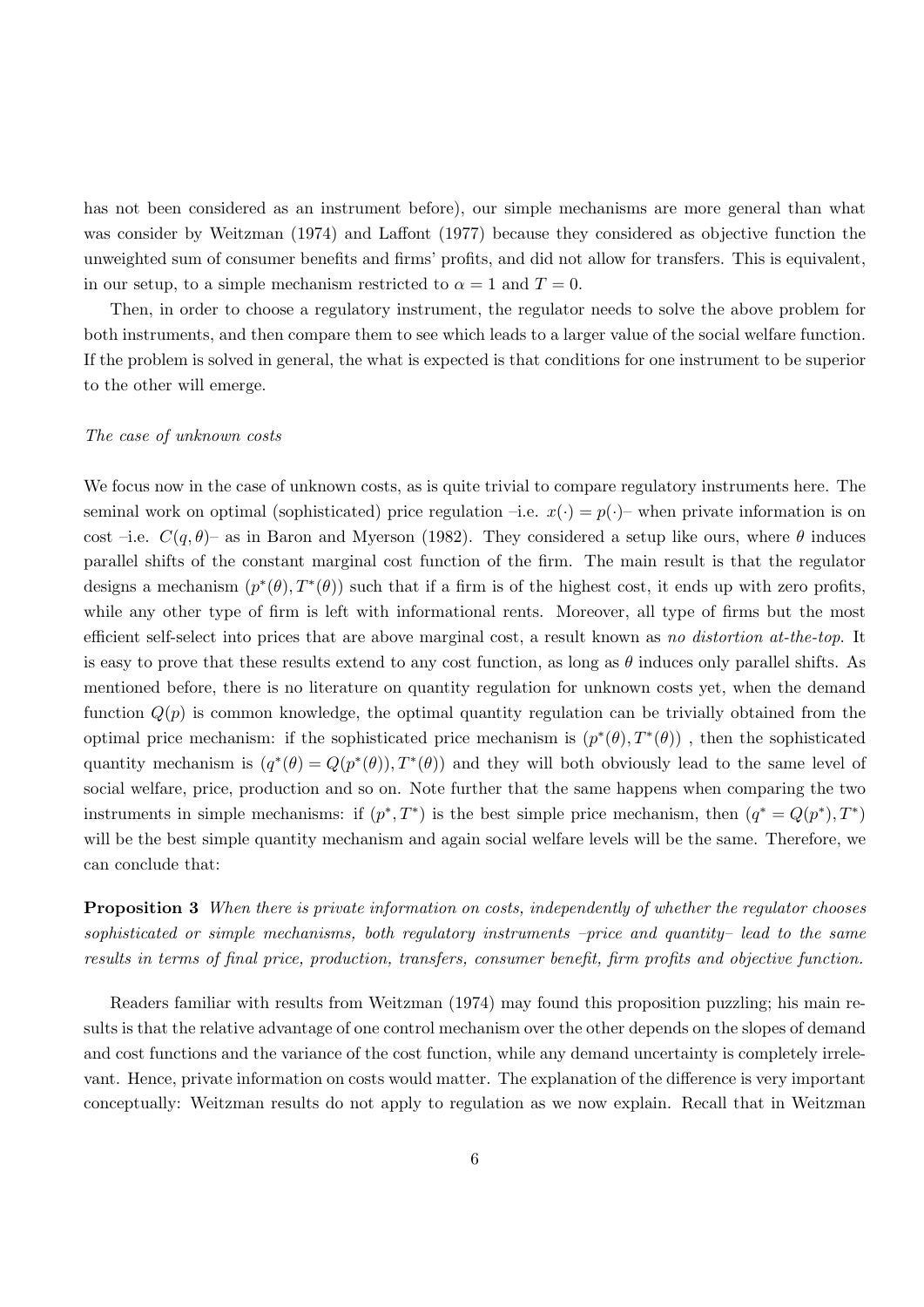has not been considered as an instrument before), our simple mechanisms are more general than what was consider by Weitzman (1974) and Laffont (1977) because they considered as objective function the unweighted sum of consumer benefits and firms' profits, and did not allow for transfers. This is equivalent, in our setup, to a simple mechanism restricted to $\alpha = 1$ and $T = 0$.

Then, in order to choose a regulatory instrument, the regulator needs to solve the above problem for both instruments, and then compare them to see which leads to a larger value of the social welfare function. If the problem is solved in general, the what is expected is that conditions for one instrument to be superior to the other will emerge.

*The case of unknown costs*

We focus now in the case of unknown costs, as is quite trivial to compare regulatory instruments here. The seminal work on optimal (sophisticated) price regulation –i.e. $x(\cdot) = p(\cdot)$– when private information is on cost –i.e. $C(q, \theta)$– as in Baron and Myerson (1982). They considered a setup like ours, where $\theta$ induces parallel shifts of the constant marginal cost function of the firm. The main result is that the regulator designs a mechanism $(p^*(\theta), T^*(\theta))$ such that if a firm is of the highest cost, it ends up with zero profits, while any other type of firm is left with informational rents. Moreover, all type of firms but the most efficient self-select into prices that are above marginal cost, a result known as *no distortion at-the-top*. It is easy to prove that these results extend to any cost function, as long as $\theta$ induces only parallel shifts. As mentioned before, there is no literature on quantity regulation for unknown costs yet, when the demand function $Q(p)$ is common knowledge, the optimal quantity regulation can be trivially obtained from the optimal price mechanism: if the sophisticated price mechanism is $(p^*(\theta), T^*(\theta))$ , then the sophisticated quantity mechanism is $(q^*(\theta) = Q(p^*(\theta)), T^*(\theta))$ and they will both obviously lead to the same level of social welfare, price, production and so on. Note further that the same happens when comparing the two instruments in simple mechanisms: if $(p^*, T^*)$ is the best simple price mechanism, then $(q^* = Q(p^*), T^*)$ will be the best simple quantity mechanism and again social welfare levels will be the same. Therefore, we can conclude that:

**Proposition 3** *When there is private information on costs, independently of whether the regulator chooses sophisticated or simple mechanisms, both regulatory instruments –price and quantity– lead to the same results in terms of final price, production, transfers, consumer benefit, firm profits and objective function.*

Readers familiar with results from Weitzman (1974) may found this proposition puzzling; his main results is that the relative advantage of one control mechanism over the other depends on the slopes of demand and cost functions and the variance of the cost function, while any demand uncertainty is completely irrelevant. Hence, private information on costs would matter. The explanation of the difference is very important conceptually: Weitzman results do not apply to regulation as we now explain. Recall that in Weitzman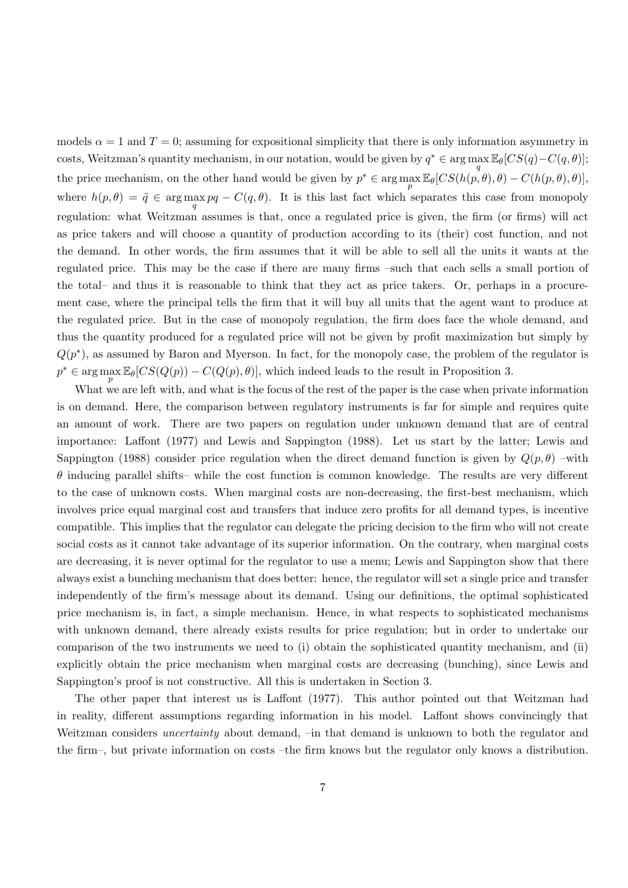models $\alpha = 1$ and $T = 0$; assuming for expositional simplicity that there is only information asymmetry in costs, Weitzman's quantity mechanism, in our notation, would be given by $q^* \in \arg\max_q \mathbb{E}_\theta[CS(q) - C(q,\theta)]$; the price mechanism, on the other hand would be given by $p^* \in \arg\max_p \mathbb{E}_\theta[CS(h(p,\theta),\theta) - C(h(p,\theta),\theta)]$, where $h(p,\theta) = \tilde{q} \in \arg\max_q pq - C(q,\theta)$. It is this last fact which separates this case from monopoly regulation: what Weitzman assumes is that, once a regulated price is given, the firm (or firms) will act as price takers and will choose a quantity of production according to its (their) cost function, and not the demand. In other words, the firm assumes that it will be able to sell all the units it wants at the regulated price. This may be the case if there are many firms –such that each sells a small portion of the total– and thus it is reasonable to think that they act as price takers. Or, perhaps in a procurement case, where the principal tells the firm that it will buy all units that the agent want to produce at the regulated price. But in the case of monopoly regulation, the firm does face the whole demand, and thus the quantity produced for a regulated price will not be given by profit maximization but simply by $Q(p^*)$, as assumed by Baron and Myerson. In fact, for the monopoly case, the problem of the regulator is $p^* \in \arg\max_p \mathbb{E}_\theta[CS(Q(p)) - C(Q(p),\theta)]$, which indeed leads to the result in Proposition 3.

What we are left with, and what is the focus of the rest of the paper is the case when private information is on demand. Here, the comparison between regulatory instruments is far for simple and requires quite an amount of work. There are two papers on regulation under unknown demand that are of central importance: Laffont (1977) and Lewis and Sappington (1988). Let us start by the latter; Lewis and Sappington (1988) consider price regulation when the direct demand function is given by $Q(p,\theta)$ –with $\theta$ inducing parallel shifts– while the cost function is common knowledge. The results are very different to the case of unknown costs. When marginal costs are non-decreasing, the first-best mechanism, which involves price equal marginal cost and transfers that induce zero profits for all demand types, is incentive compatible. This implies that the regulator can delegate the pricing decision to the firm who will not create social costs as it cannot take advantage of its superior information. On the contrary, when marginal costs are decreasing, it is never optimal for the regulator to use a menu; Lewis and Sappington show that there always exist a bunching mechanism that does better: hence, the regulator will set a single price and transfer independently of the firm's message about its demand. Using our definitions, the optimal sophisticated price mechanism is, in fact, a simple mechanism. Hence, in what respects to sophisticated mechanisms with unknown demand, there already exists results for price regulation; but in order to undertake our comparison of the two instruments we need to (i) obtain the sophisticated quantity mechanism, and (ii) explicitly obtain the price mechanism when marginal costs are decreasing (bunching), since Lewis and Sappington's proof is not constructive. All this is undertaken in Section 3.

The other paper that interest us is Laffont (1977). This author pointed out that Weitzman had in reality, different assumptions regarding information in his model. Laffont shows convincingly that Weitzman considers *uncertainty* about demand, –in that demand is unknown to both the regulator and the firm–, but private information on costs –the firm knows but the regulator only knows a distribution.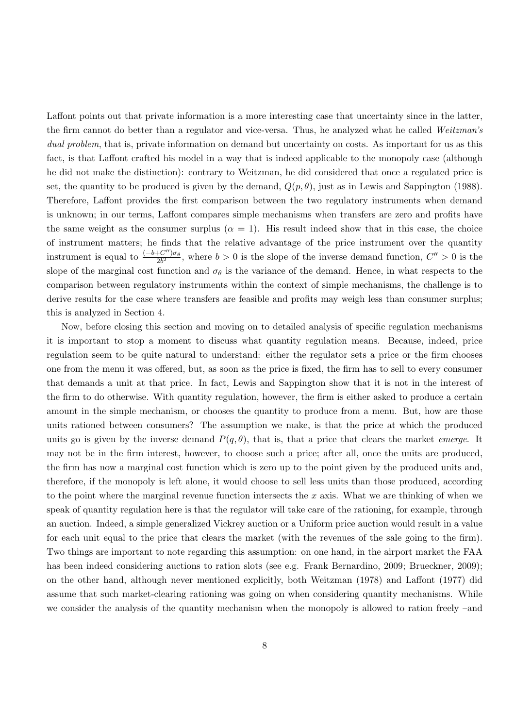Laffont points out that private information is a more interesting case that uncertainty since in the latter, the firm cannot do better than a regulator and vice-versa. Thus, he analyzed what he called *Weitzman's dual problem*, that is, private information on demand but uncertainty on costs. As important for us as this fact, is that Laffont crafted his model in a way that is indeed applicable to the monopoly case (although he did not make the distinction): contrary to Weitzman, he did considered that once a regulated price is set, the quantity to be produced is given by the demand, $Q(p, \theta)$, just as in Lewis and Sappington (1988). Therefore, Laffont provides the first comparison between the two regulatory instruments when demand is unknown; in our terms, Laffont compares simple mechanisms when transfers are zero and profits have the same weight as the consumer surplus ($\alpha = 1$). His result indeed show that in this case, the choice of instrument matters; he finds that the relative advantage of the price instrument over the quantity instrument is equal to $\frac{(-b+C'')\sigma_\theta}{2b^2}$, where $b > 0$ is the slope of the inverse demand function, $C'' > 0$ is the slope of the marginal cost function and $\sigma_\theta$ is the variance of the demand. Hence, in what respects to the comparison between regulatory instruments within the context of simple mechanisms, the challenge is to derive results for the case where transfers are feasible and profits may weigh less than consumer surplus; this is analyzed in Section 4.

Now, before closing this section and moving on to detailed analysis of specific regulation mechanisms it is important to stop a moment to discuss what quantity regulation means. Because, indeed, price regulation seem to be quite natural to understand: either the regulator sets a price or the firm chooses one from the menu it was offered, but, as soon as the price is fixed, the firm has to sell to every consumer that demands a unit at that price. In fact, Lewis and Sappington show that it is not in the interest of the firm to do otherwise. With quantity regulation, however, the firm is either asked to produce a certain amount in the simple mechanism, or chooses the quantity to produce from a menu. But, how are those units rationed between consumers? The assumption we make, is that the price at which the produced units go is given by the inverse demand $P(q, \theta)$, that is, that a price that clears the market *emerge*. It may not be in the firm interest, however, to choose such a price; after all, once the units are produced, the firm has now a marginal cost function which is zero up to the point given by the produced units and, therefore, if the monopoly is left alone, it would choose to sell less units than those produced, according to the point where the marginal revenue function intersects the $x$ axis. What we are thinking of when we speak of quantity regulation here is that the regulator will take care of the rationing, for example, through an auction. Indeed, a simple generalized Vickrey auction or a Uniform price auction would result in a value for each unit equal to the price that clears the market (with the revenues of the sale going to the firm). Two things are important to note regarding this assumption: on one hand, in the airport market the FAA has been indeed considering auctions to ration slots (see e.g. Frank Bernardino, 2009; Brueckner, 2009); on the other hand, although never mentioned explicitly, both Weitzman (1978) and Laffont (1977) did assume that such market-clearing rationing was going on when considering quantity mechanisms. While we consider the analysis of the quantity mechanism when the monopoly is allowed to ration freely –and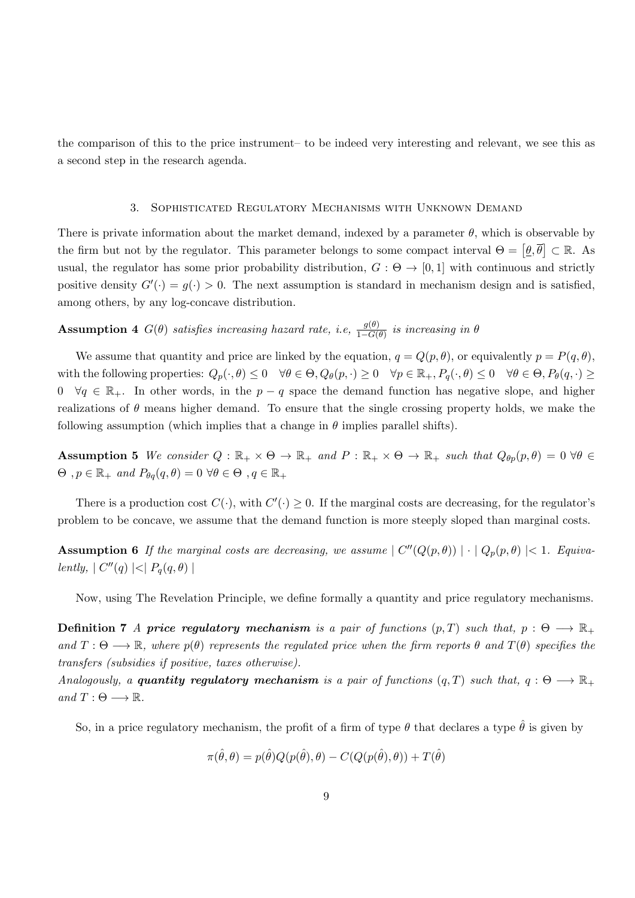the comparison of this to the price instrument– to be indeed very interesting and relevant, we see this as a second step in the research agenda.

## 3. Sophisticated Regulatory Mechanisms with Unknown Demand

There is private information about the market demand, indexed by a parameter $\theta$, which is observable by the firm but not by the regulator. This parameter belongs to some compact interval $\Theta = [\underline{\theta}, \overline{\theta}] \subset \mathbb{R}$. As usual, the regulator has some prior probability distribution, $G : \Theta \to [0,1]$ with continuous and strictly positive density $G'(\cdot) = g(\cdot) > 0$. The next assumption is standard in mechanism design and is satisfied, among others, by any log-concave distribution.

**Assumption 4** *$G(\theta)$ satisfies increasing hazard rate, i.e, $\frac{g(\theta)}{1-G(\theta)}$ is increasing in $\theta$*

We assume that quantity and price are linked by the equation, $q = Q(p,\theta)$, or equivalently $p = P(q,\theta)$, with the following properties: $Q_p(\cdot,\theta) \leq 0 \quad \forall \theta \in \Theta, Q_\theta(p,\cdot) \geq 0 \quad \forall p \in \mathbb{R}_+, P_q(\cdot,\theta) \leq 0 \quad \forall \theta \in \Theta, P_\theta(q,\cdot) \geq 0 \quad \forall q \in \mathbb{R}_+$. In other words, in the $p-q$ space the demand function has negative slope, and higher realizations of $\theta$ means higher demand. To ensure that the single crossing property holds, we make the following assumption (which implies that a change in $\theta$ implies parallel shifts).

**Assumption 5** *We consider $Q : \mathbb{R}_+ \times \Theta \to \mathbb{R}_+$ and $P : \mathbb{R}_+ \times \Theta \to \mathbb{R}_+$ such that $Q_{\theta p}(p,\theta) = 0 \ \forall \theta \in \Theta$ , $p \in \mathbb{R}_+$ and $P_{\theta q}(q,\theta) = 0 \ \forall \theta \in \Theta$ , $q \in \mathbb{R}_+$*

There is a production cost $C(\cdot)$, with $C'(\cdot) \geq 0$. If the marginal costs are decreasing, for the regulator's problem to be concave, we assume that the demand function is more steeply sloped than marginal costs.

**Assumption 6** *If the marginal costs are decreasing, we assume $\mid C''(Q(p,\theta)) \mid \cdot \mid Q_p(p,\theta) \mid < 1$. Equivalently, $\mid C''(q) \mid < \mid P_q(q,\theta) \mid$*

Now, using The Revelation Principle, we define formally a quantity and price regulatory mechanisms.

**Definition 7** *A **price regulatory mechanism** is a pair of functions $(p,T)$ such that, $p : \Theta \longrightarrow \mathbb{R}_+$ and $T : \Theta \longrightarrow \mathbb{R}$, where $p(\theta)$ represents the regulated price when the firm reports $\theta$ and $T(\theta)$ specifies the transfers (subsidies if positive, taxes otherwise).*
*Analogously, a **quantity regulatory mechanism** is a pair of functions $(q,T)$ such that, $q : \Theta \longrightarrow \mathbb{R}_+$ and $T : \Theta \longrightarrow \mathbb{R}$.*

So, in a price regulatory mechanism, the profit of a firm of type $\theta$ that declares a type $\hat{\theta}$ is given by

$$\pi(\hat{\theta},\theta) = p(\hat{\theta})Q(p(\hat{\theta}),\theta) - C(Q(p(\hat{\theta}),\theta)) + T(\hat{\theta})$$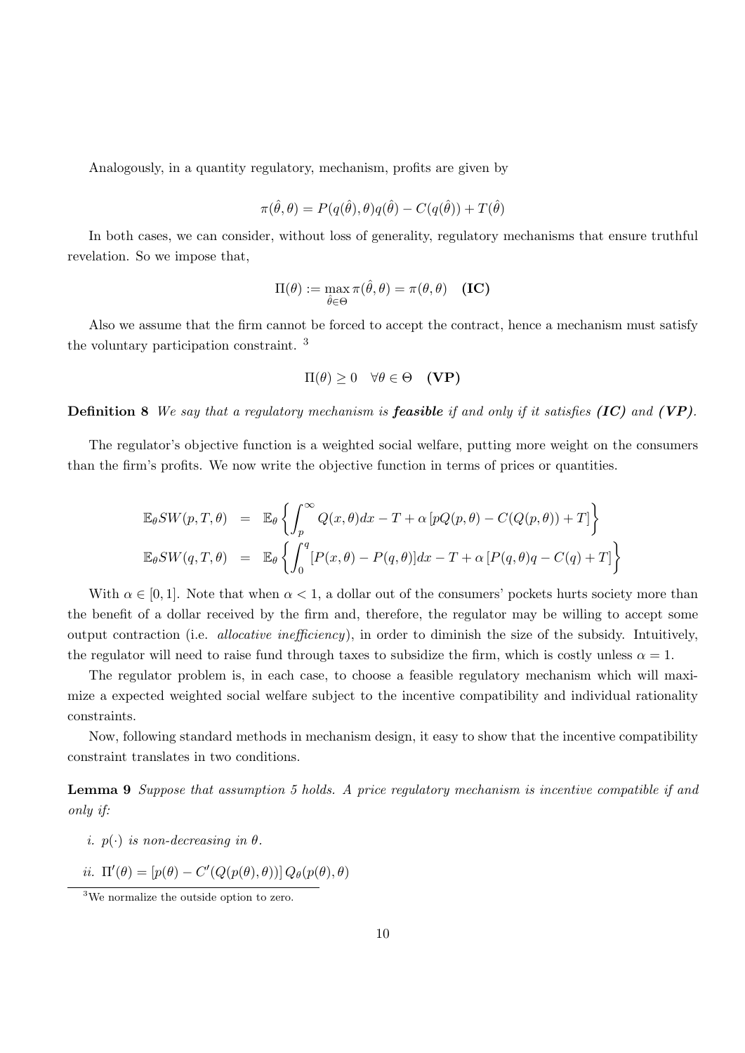Analogously, in a quantity regulatory, mechanism, profits are given by

$$\pi(\hat{\theta},\theta) = P(q(\hat{\theta}),\theta)q(\hat{\theta}) - C(q(\hat{\theta})) + T(\hat{\theta})$$

In both cases, we can consider, without loss of generality, regulatory mechanisms that ensure truthful revelation. So we impose that,

$$\Pi(\theta) := \max_{\hat{\theta}\in\Theta} \pi(\hat{\theta},\theta) = \pi(\theta,\theta) \quad \textbf{(IC)}$$

Also we assume that the firm cannot be forced to accept the contract, hence a mechanism must satisfy the voluntary participation constraint. [3]

$$\Pi(\theta) \geq 0 \quad \forall\theta \in \Theta \quad \textbf{(VP)}$$

**Definition 8** *We say that a regulatory mechanism is* ***feasible*** *if and only if it satisfies* ***(IC)*** *and* ***(VP)****.*

The regulator's objective function is a weighted social welfare, putting more weight on the consumers than the firm's profits. We now write the objective function in terms of prices or quantities.

$$\begin{aligned}
\mathbb{E}_\theta SW(p,T,\theta) &= \mathbb{E}_\theta \left\{ \int_p^\infty Q(x,\theta)dx - T + \alpha\left[pQ(p,\theta) - C(Q(p,\theta)) + T\right] \right\} \\
\mathbb{E}_\theta SW(q,T,\theta) &= \mathbb{E}_\theta \left\{ \int_0^q [P(x,\theta) - P(q,\theta)]dx - T + \alpha\left[P(q,\theta)q - C(q) + T\right] \right\}
\end{aligned}$$

With $\alpha \in [0,1]$. Note that when $\alpha < 1$, a dollar out of the consumers' pockets hurts society more than the benefit of a dollar received by the firm and, therefore, the regulator may be willing to accept some output contraction (i.e. *allocative inefficiency*), in order to diminish the size of the subsidy. Intuitively, the regulator will need to raise fund through taxes to subsidize the firm, which is costly unless $\alpha = 1$.

The regulator problem is, in each case, to choose a feasible regulatory mechanism which will maximize a expected weighted social welfare subject to the incentive compatibility and individual rationality constraints.

Now, following standard methods in mechanism design, it easy to show that the incentive compatibility constraint translates in two conditions.

**Lemma 9** *Suppose that assumption 5 holds. A price regulatory mechanism is incentive compatible if and only if:*

*i.* $p(\cdot)$ *is non-decreasing in* $\theta$*.*

*ii.* $\Pi'(\theta) = [p(\theta) - C'(Q(p(\theta),\theta))]\, Q_\theta(p(\theta),\theta)$

[3] We normalize the outside option to zero.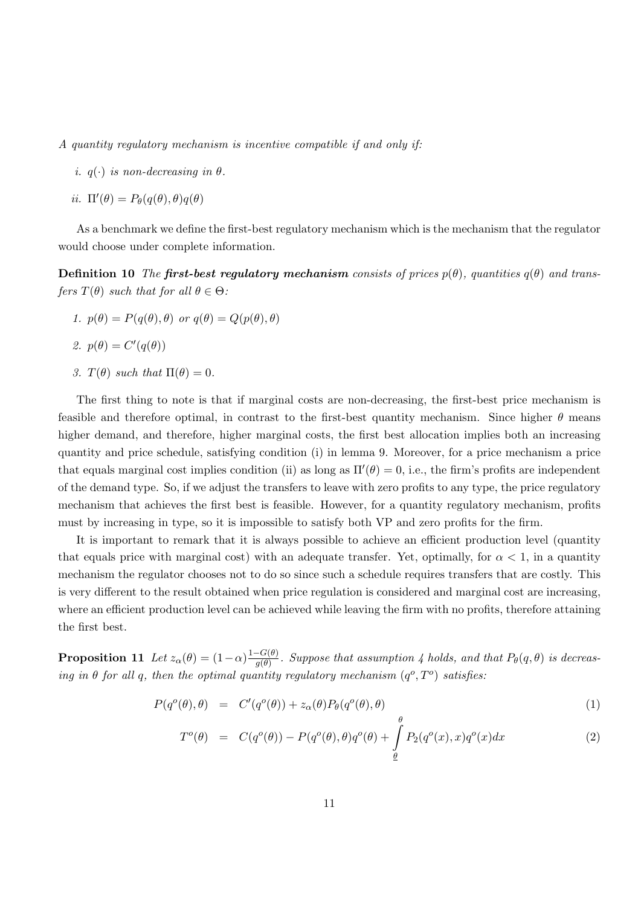*A quantity regulatory mechanism is incentive compatible if and only if:*

*i.* $q(\cdot)$ *is non-decreasing in* $\theta$.

*ii.* $\Pi'(\theta) = P_\theta(q(\theta), \theta)q(\theta)$

As a benchmark we define the first-best regulatory mechanism which is the mechanism that the regulator would choose under complete information.

**Definition 10** *The* ***first-best regulatory mechanism*** *consists of prices* $p(\theta)$*, quantities* $q(\theta)$ *and transfers* $T(\theta)$ *such that for all* $\theta \in \Theta$*:*

1. $p(\theta) = P(q(\theta), \theta)$ *or* $q(\theta) = Q(p(\theta), \theta)$
2. $p(\theta) = C'(q(\theta))$
3. $T(\theta)$ *such that* $\Pi(\theta) = 0$.

The first thing to note is that if marginal costs are non-decreasing, the first-best price mechanism is feasible and therefore optimal, in contrast to the first-best quantity mechanism. Since higher $\theta$ means higher demand, and therefore, higher marginal costs, the first best allocation implies both an increasing quantity and price schedule, satisfying condition (i) in lemma 9. Moreover, for a price mechanism a price that equals marginal cost implies condition (ii) as long as $\Pi'(\theta) = 0$, i.e., the firm's profits are independent of the demand type. So, if we adjust the transfers to leave with zero profits to any type, the price regulatory mechanism that achieves the first best is feasible. However, for a quantity regulatory mechanism, profits must by increasing in type, so it is impossible to satisfy both VP and zero profits for the firm.

It is important to remark that it is always possible to achieve an efficient production level (quantity that equals price with marginal cost) with an adequate transfer. Yet, optimally, for $\alpha < 1$, in a quantity mechanism the regulator chooses not to do so since such a schedule requires transfers that are costly. This is very different to the result obtained when price regulation is considered and marginal cost are increasing, where an efficient production level can be achieved while leaving the firm with no profits, therefore attaining the first best.

**Proposition 11** *Let* $z_\alpha(\theta) = (1-\alpha)\frac{1-G(\theta)}{g(\theta)}$*. Suppose that assumption 4 holds, and that* $P_\theta(q, \theta)$ *is decreasing in* $\theta$ *for all* $q$*, then the optimal quantity regulatory mechanism* $(q^o, T^o)$ *satisfies:*

$$P(q^o(\theta), \theta) = C'(q^o(\theta)) + z_\alpha(\theta)P_\theta(q^o(\theta), \theta) \tag{1}$$

$$T^o(\theta) = C(q^o(\theta)) - P(q^o(\theta), \theta)q^o(\theta) + \int_{\underline{\theta}}^{\theta} P_2(q^o(x), x)q^o(x)dx \tag{2}$$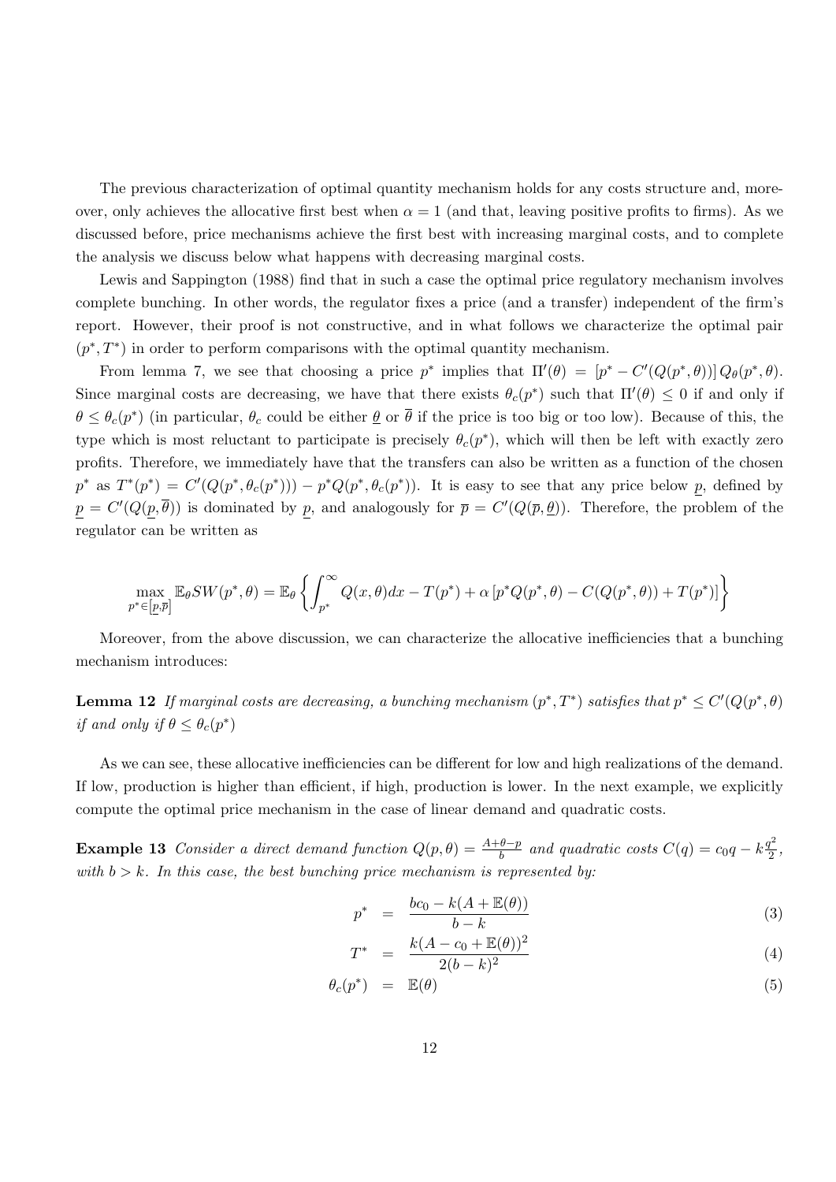The previous characterization of optimal quantity mechanism holds for any costs structure and, moreover, only achieves the allocative first best when $\alpha = 1$ (and that, leaving positive profits to firms). As we discussed before, price mechanisms achieve the first best with increasing marginal costs, and to complete the analysis we discuss below what happens with decreasing marginal costs.

Lewis and Sappington (1988) find that in such a case the optimal price regulatory mechanism involves complete bunching. In other words, the regulator fixes a price (and a transfer) independent of the firm's report. However, their proof is not constructive, and in what follows we characterize the optimal pair $(p^*, T^*)$ in order to perform comparisons with the optimal quantity mechanism.

From lemma 7, we see that choosing a price $p^*$ implies that $\Pi'(\theta) = [p^* - C'(Q(p^*, \theta))] Q_\theta(p^*, \theta)$. Since marginal costs are decreasing, we have that there exists $\theta_c(p^*)$ such that $\Pi'(\theta) \leq 0$ if and only if $\theta \leq \theta_c(p^*)$ (in particular, $\theta_c$ could be either $\underline{\theta}$ or $\overline{\theta}$ if the price is too big or too low). Because of this, the type which is most reluctant to participate is precisely $\theta_c(p^*)$, which will then be left with exactly zero profits. Therefore, we immediately have that the transfers can also be written as a function of the chosen $p^*$ as $T^*(p^*) = C'(Q(p^*, \theta_c(p^*))) - p^* Q(p^*, \theta_c(p^*))$. It is easy to see that any price below $\underline{p}$, defined by $\underline{p} = C'(Q(\underline{p}, \overline{\theta}))$ is dominated by $\underline{p}$, and analogously for $\overline{p} = C'(Q(\overline{p}, \underline{\theta}))$. Therefore, the problem of the regulator can be written as

$$\max_{p^* \in [\underline{p}, \overline{p}]} \mathbb{E}_\theta SW(p^*, \theta) = \mathbb{E}_\theta \left\{ \int_{p^*}^{\infty} Q(x, \theta) dx - T(p^*) + \alpha \left[ p^* Q(p^*, \theta) - C(Q(p^*, \theta)) + T(p^*) \right] \right\}$$

Moreover, from the above discussion, we can characterize the allocative inefficiencies that a bunching mechanism introduces:

**Lemma 12** *If marginal costs are decreasing, a bunching mechanism $(p^*, T^*)$ satisfies that $p^* \leq C'(Q(p^*, \theta)$ if and only if $\theta \leq \theta_c(p^*)$*

As we can see, these allocative inefficiencies can be different for low and high realizations of the demand. If low, production is higher than efficient, if high, production is lower. In the next example, we explicitly compute the optimal price mechanism in the case of linear demand and quadratic costs.

**Example 13** *Consider a direct demand function $Q(p, \theta) = \frac{A + \theta - p}{b}$ and quadratic costs $C(q) = c_0 q - k \frac{q^2}{2}$, with $b > k$. In this case, the best bunching price mechanism is represented by:*

$$p^* = \frac{bc_0 - k(A + \mathbb{E}(\theta))}{b - k} \tag{3}$$

$$T^* = \frac{k(A - c_0 + \mathbb{E}(\theta))^2}{2(b - k)^2} \tag{4}$$

$$\theta_c(p^*) = \mathbb{E}(\theta) \tag{5}$$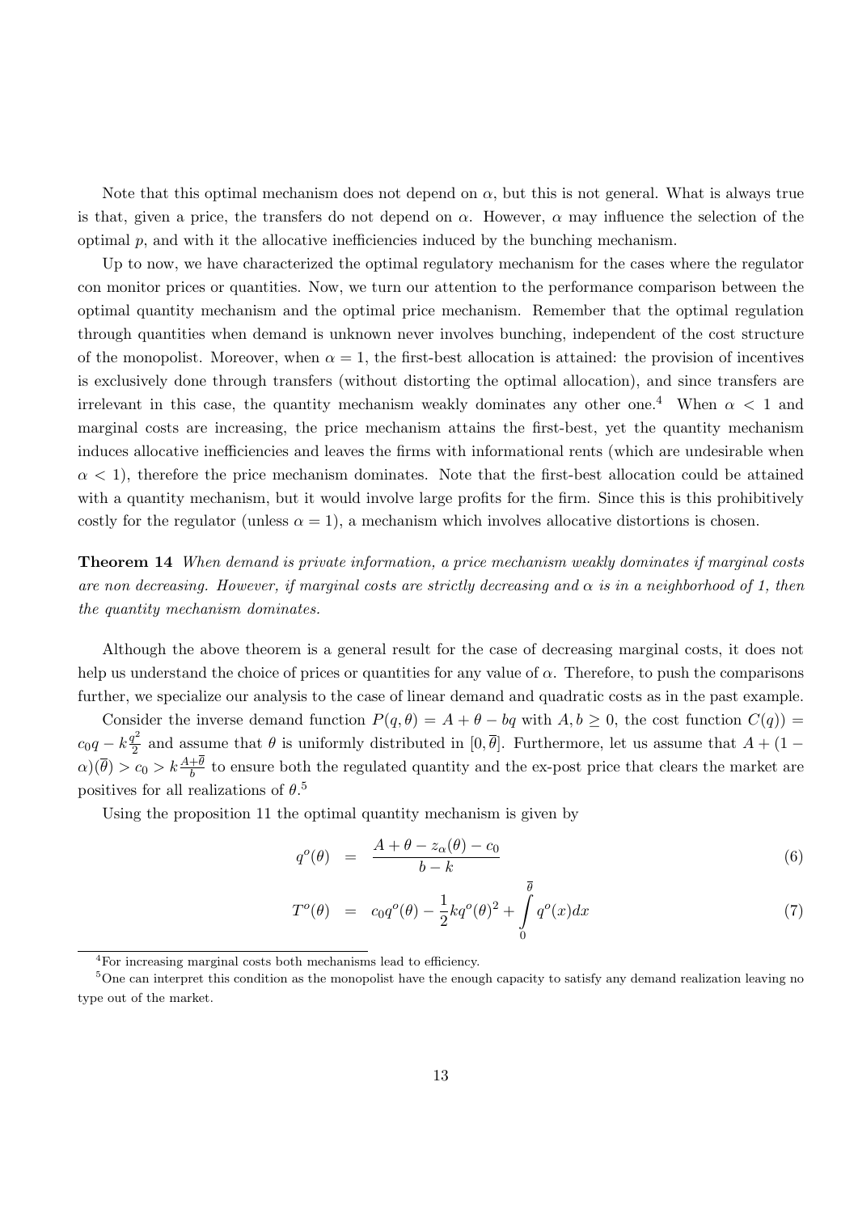Note that this optimal mechanism does not depend on $\alpha$, but this is not general. What is always true is that, given a price, the transfers do not depend on $\alpha$. However, $\alpha$ may influence the selection of the optimal $p$, and with it the allocative inefficiencies induced by the bunching mechanism.

Up to now, we have characterized the optimal regulatory mechanism for the cases where the regulator con monitor prices or quantities. Now, we turn our attention to the performance comparison between the optimal quantity mechanism and the optimal price mechanism. Remember that the optimal regulation through quantities when demand is unknown never involves bunching, independent of the cost structure of the monopolist. Moreover, when $\alpha = 1$, the first-best allocation is attained: the provision of incentives is exclusively done through transfers (without distorting the optimal allocation), and since transfers are irrelevant in this case, the quantity mechanism weakly dominates any other one.[4] When $\alpha < 1$ and marginal costs are increasing, the price mechanism attains the first-best, yet the quantity mechanism induces allocative inefficiencies and leaves the firms with informational rents (which are undesirable when $\alpha < 1$), therefore the price mechanism dominates. Note that the first-best allocation could be attained with a quantity mechanism, but it would involve large profits for the firm. Since this is this prohibitively costly for the regulator (unless $\alpha = 1$), a mechanism which involves allocative distortions is chosen.

**Theorem 14** *When demand is private information, a price mechanism weakly dominates if marginal costs are non decreasing. However, if marginal costs are strictly decreasing and $\alpha$ is in a neighborhood of 1, then the quantity mechanism dominates.*

Although the above theorem is a general result for the case of decreasing marginal costs, it does not help us understand the choice of prices or quantities for any value of $\alpha$. Therefore, to push the comparisons further, we specialize our analysis to the case of linear demand and quadratic costs as in the past example.

Consider the inverse demand function $P(q, \theta) = A + \theta - bq$ with $A, b \geq 0$, the cost function $C(q)) = c_0 q - k\frac{q^2}{2}$ and assume that $\theta$ is uniformly distributed in $[0, \overline{\theta}]$. Furthermore, let us assume that $A + (1 - \alpha)(\overline{\theta}) > c_0 > k\frac{A+\overline{\theta}}{b}$ to ensure both the regulated quantity and the ex-post price that clears the market are positives for all realizations of $\theta$.[5]

Using the proposition 11 the optimal quantity mechanism is given by

$$q^o(\theta) = \frac{A + \theta - z_\alpha(\theta) - c_0}{b - k} \tag{6}$$

$$T^o(\theta) = c_0 q^o(\theta) - \frac{1}{2} k q^o(\theta)^2 + \int_0^{\overline{\theta}} q^o(x) dx \tag{7}$$

---

[4] For increasing marginal costs both mechanisms lead to efficiency.

[5] One can interpret this condition as the monopolist have the enough capacity to satisfy any demand realization leaving no type out of the market.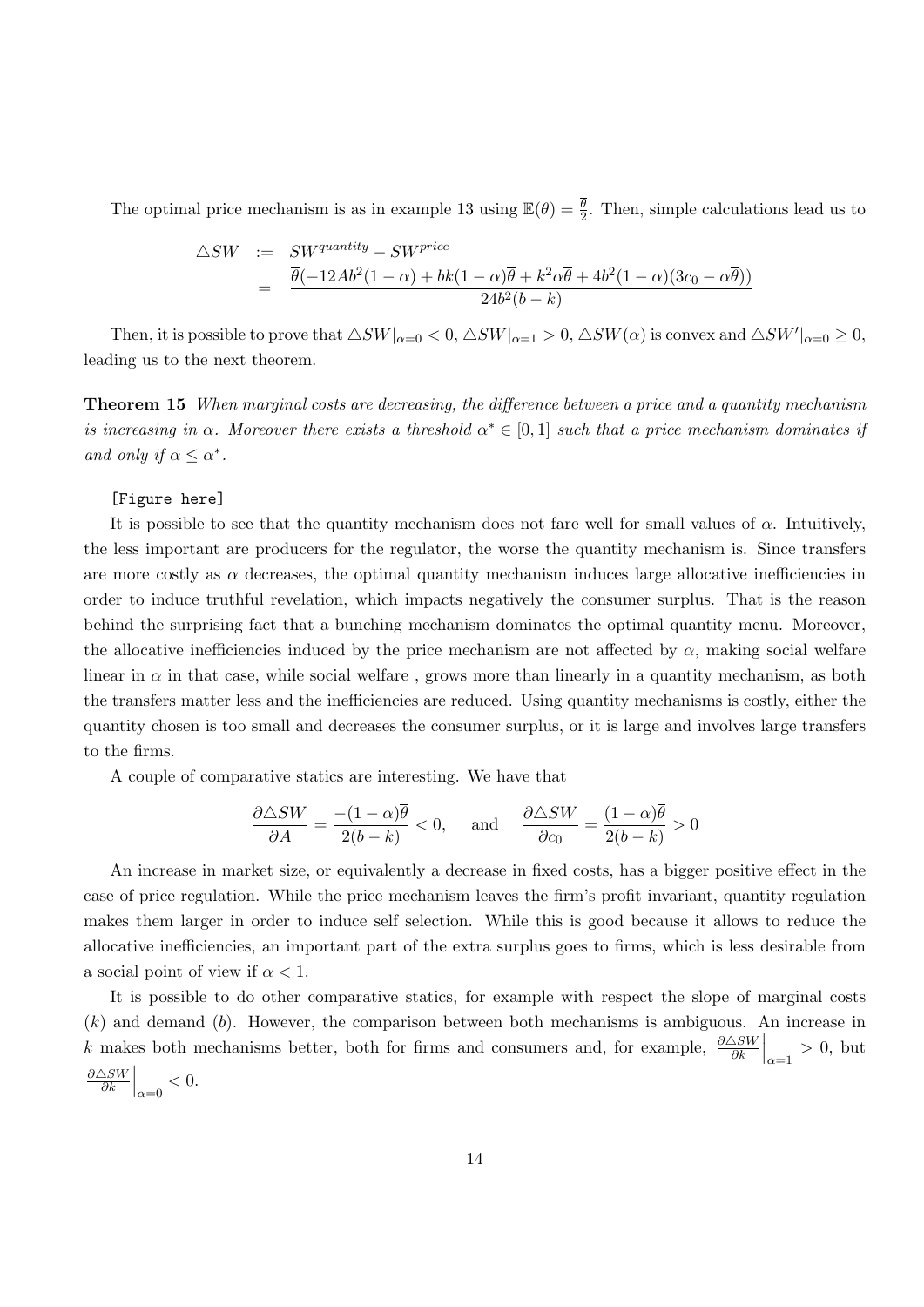The optimal price mechanism is as in example 13 using $\mathbb{E}(\theta) = \frac{\overline{\theta}}{2}$. Then, simple calculations lead us to

$$
\begin{aligned}
\triangle SW &:= SW^{quantity} - SW^{price} \\
&= \frac{\overline{\theta}(-12Ab^2(1-\alpha) + bk(1-\alpha)\overline{\theta} + k^2\alpha\overline{\theta} + 4b^2(1-\alpha)(3c_0 - \alpha\overline{\theta}))}{24b^2(b-k)}
\end{aligned}
$$

Then, it is possible to prove that $\triangle SW|_{\alpha=0} < 0$, $\triangle SW|_{\alpha=1} > 0$, $\triangle SW(\alpha)$ is convex and $\triangle SW'|_{\alpha=0} \geq 0$, leading us to the next theorem.

**Theorem 15** *When marginal costs are decreasing, the difference between a price and a quantity mechanism is increasing in $\alpha$. Moreover there exists a threshold $\alpha^* \in [0,1]$ such that a price mechanism dominates if and only if $\alpha \leq \alpha^*$.*

[Figure here]

It is possible to see that the quantity mechanism does not fare well for small values of $\alpha$. Intuitively, the less important are producers for the regulator, the worse the quantity mechanism is. Since transfers are more costly as $\alpha$ decreases, the optimal quantity mechanism induces large allocative inefficiencies in order to induce truthful revelation, which impacts negatively the consumer surplus. That is the reason behind the surprising fact that a bunching mechanism dominates the optimal quantity menu. Moreover, the allocative inefficiencies induced by the price mechanism are not affected by $\alpha$, making social welfare linear in $\alpha$ in that case, while social welfare , grows more than linearly in a quantity mechanism, as both the transfers matter less and the inefficiencies are reduced. Using quantity mechanisms is costly, either the quantity chosen is too small and decreases the consumer surplus, or it is large and involves large transfers to the firms.

A couple of comparative statics are interesting. We have that

$$
\frac{\partial \triangle SW}{\partial A} = \frac{-(1-\alpha)\overline{\theta}}{2(b-k)} < 0, \quad \text{ and } \quad \frac{\partial \triangle SW}{\partial c_0} = \frac{(1-\alpha)\overline{\theta}}{2(b-k)} > 0
$$

An increase in market size, or equivalently a decrease in fixed costs, has a bigger positive effect in the case of price regulation. While the price mechanism leaves the firm's profit invariant, quantity regulation makes them larger in order to induce self selection. While this is good because it allows to reduce the allocative inefficiencies, an important part of the extra surplus goes to firms, which is less desirable from a social point of view if $\alpha < 1$.

It is possible to do other comparative statics, for example with respect the slope of marginal costs ($k$) and demand ($b$). However, the comparison between both mechanisms is ambiguous. An increase in $k$ makes both mechanisms better, both for firms and consumers and, for example, $\left.\frac{\partial \triangle SW}{\partial k}\right|_{\alpha=1} > 0$, but $\left.\frac{\partial \triangle SW}{\partial k}\right|_{\alpha=0} < 0$.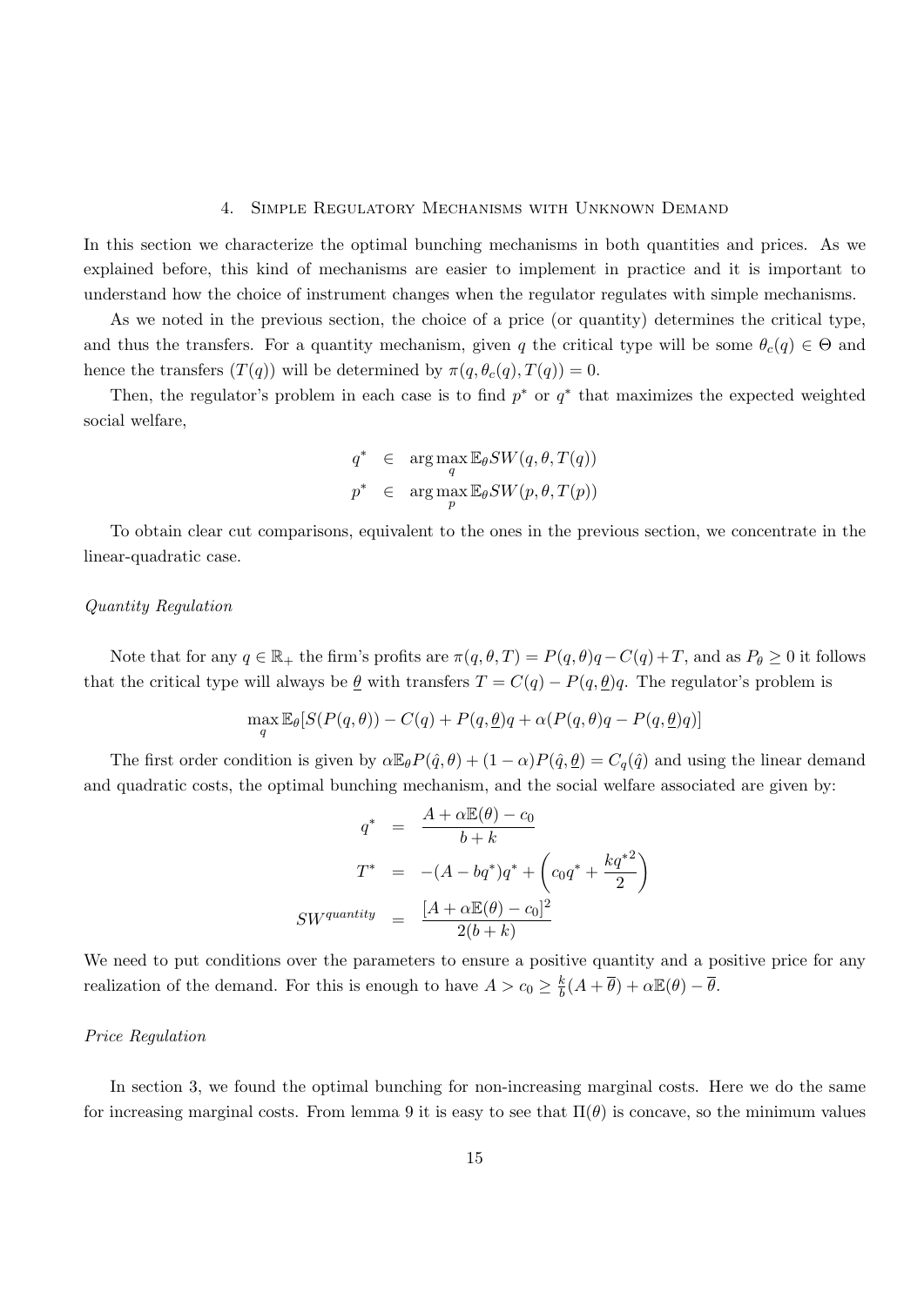## 4. Simple Regulatory Mechanisms with Unknown Demand

In this section we characterize the optimal bunching mechanisms in both quantities and prices. As we explained before, this kind of mechanisms are easier to implement in practice and it is important to understand how the choice of instrument changes when the regulator regulates with simple mechanisms.

As we noted in the previous section, the choice of a price (or quantity) determines the critical type, and thus the transfers. For a quantity mechanism, given $q$ the critical type will be some $\theta_c(q) \in \Theta$ and hence the transfers $(T(q))$ will be determined by $\pi(q, \theta_c(q), T(q)) = 0$.

Then, the regulator's problem in each case is to find $p^*$ or $q^*$ that maximizes the expected weighted social welfare,

$$
\begin{aligned}
q^* &\in \arg\max_q \mathbb{E}_\theta SW(q, \theta, T(q)) \\
p^* &\in \arg\max_p \mathbb{E}_\theta SW(p, \theta, T(p))
\end{aligned}
$$

To obtain clear cut comparisons, equivalent to the ones in the previous section, we concentrate in the linear-quadratic case.

*Quantity Regulation*

Note that for any $q \in \mathbb{R}_+$ the firm's profits are $\pi(q, \theta, T) = P(q, \theta)q - C(q) + T$, and as $P_\theta \geq 0$ it follows that the critical type will always be $\underline{\theta}$ with transfers $T = C(q) - P(q, \underline{\theta})q$. The regulator's problem is

$$
\max_q \mathbb{E}_\theta[S(P(q, \theta)) - C(q) + P(q, \underline{\theta})q + \alpha(P(q, \theta)q - P(q, \underline{\theta})q)]
$$

The first order condition is given by $\alpha \mathbb{E}_\theta P(\hat{q}, \theta) + (1 - \alpha)P(\hat{q}, \underline{\theta}) = C_q(\hat{q})$ and using the linear demand and quadratic costs, the optimal bunching mechanism, and the social welfare associated are given by:

$$
\begin{aligned}
q^* &= \frac{A + \alpha\mathbb{E}(\theta) - c_0}{b + k} \\
T^* &= -(A - bq^*)q^* + \left(c_0 q^* + \frac{k{q^*}^2}{2}\right) \\
SW^{quantity} &= \frac{[A + \alpha\mathbb{E}(\theta) - c_0]^2}{2(b + k)}
\end{aligned}
$$

We need to put conditions over the parameters to ensure a positive quantity and a positive price for any realization of the demand. For this is enough to have $A > c_0 \geq \frac{k}{b}(A + \overline{\theta}) + \alpha\mathbb{E}(\theta) - \overline{\theta}$.

*Price Regulation*

In section 3, we found the optimal bunching for non-increasing marginal costs. Here we do the same for increasing marginal costs. From lemma 9 it is easy to see that $\Pi(\theta)$ is concave, so the minimum values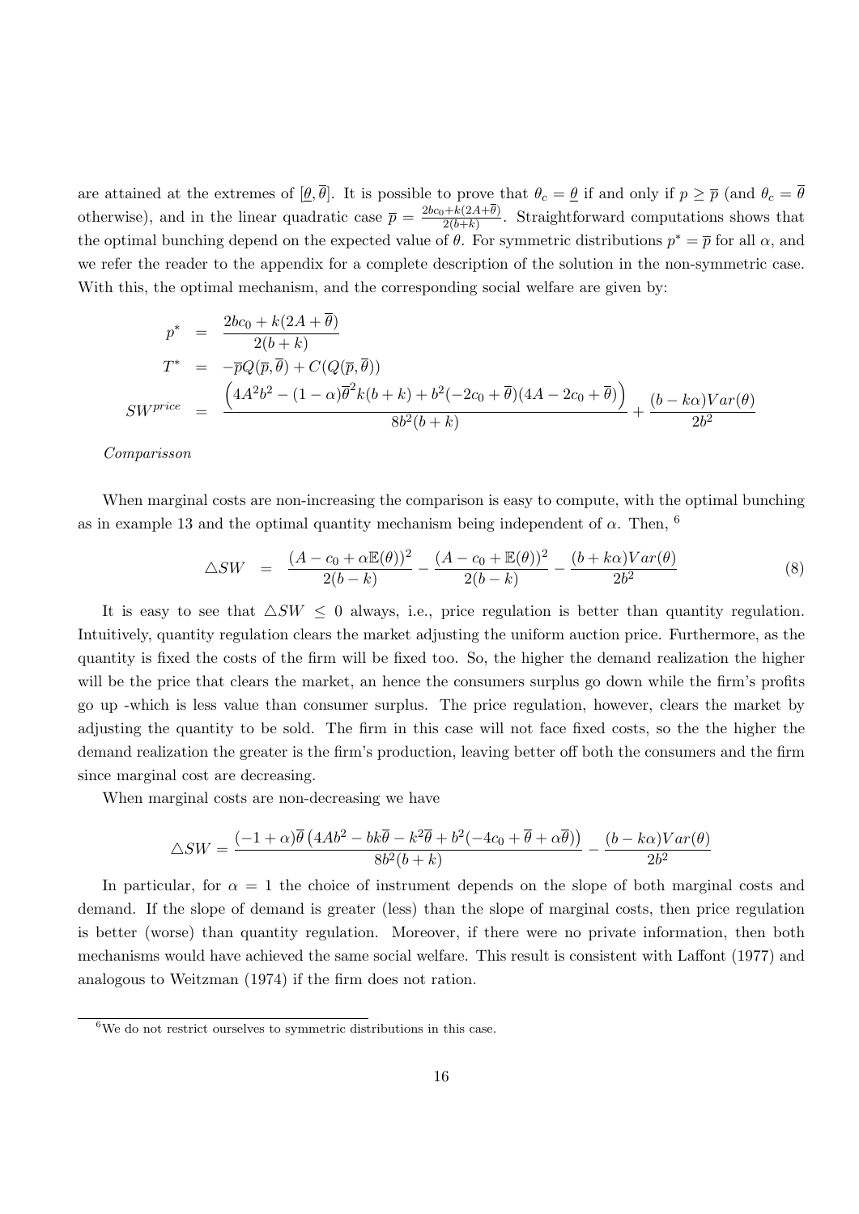are attained at the extremes of $[\underline{\theta}, \overline{\theta}]$. It is possible to prove that $\theta_c = \underline{\theta}$ if and only if $p \geq \overline{p}$ (and $\theta_c = \overline{\theta}$ otherwise), and in the linear quadratic case $\overline{p} = \frac{2bc_0 + k(2A+\overline{\theta})}{2(b+k)}$. Straightforward computations shows that the optimal bunching depend on the expected value of $\theta$. For symmetric distributions $p^* = \overline{p}$ for all $\alpha$, and we refer the reader to the appendix for a complete description of the solution in the non-symmetric case. With this, the optimal mechanism, and the corresponding social welfare are given by:

$$
\begin{aligned}
p^* &= \frac{2bc_0 + k(2A + \overline{\theta})}{2(b+k)} \\
T^* &= -\overline{p}Q(\overline{p}, \overline{\theta}) + C(Q(\overline{p}, \overline{\theta})) \\
SW^{price} &= \frac{\left(4A^2b^2 - (1-\alpha)\overline{\theta}^2 k(b+k) + b^2(-2c_0 + \overline{\theta})(4A - 2c_0 + \overline{\theta})\right)}{8b^2(b+k)} + \frac{(b - k\alpha)Var(\theta)}{2b^2}
\end{aligned}
$$

*Comparisson*

When marginal costs are non-increasing the comparison is easy to compute, with the optimal bunching as in example 13 and the optimal quantity mechanism being independent of $\alpha$. Then, [6]

$$
\triangle SW = \frac{(A - c_0 + \alpha\mathbb{E}(\theta))^2}{2(b-k)} - \frac{(A - c_0 + \mathbb{E}(\theta))^2}{2(b-k)} - \frac{(b + k\alpha)Var(\theta)}{2b^2} \tag{8}
$$

It is easy to see that $\triangle SW \leq 0$ always, i.e., price regulation is better than quantity regulation. Intuitively, quantity regulation clears the market adjusting the uniform auction price. Furthermore, as the quantity is fixed the costs of the firm will be fixed too. So, the higher the demand realization the higher will be the price that clears the market, an hence the consumers surplus go down while the firm's profits go up -which is less value than consumer surplus. The price regulation, however, clears the market by adjusting the quantity to be sold. The firm in this case will not face fixed costs, so the the higher the demand realization the greater is the firm's production, leaving better off both the consumers and the firm since marginal cost are decreasing.

When marginal costs are non-decreasing we have

$$
\triangle SW = \frac{(-1+\alpha)\overline{\theta}\left(4Ab^2 - bk\overline{\theta} - k^2\overline{\theta} + b^2(-4c_0 + \overline{\theta} + \alpha\overline{\theta})\right)}{8b^2(b+k)} - \frac{(b - k\alpha)Var(\theta)}{2b^2}
$$

In particular, for $\alpha = 1$ the choice of instrument depends on the slope of both marginal costs and demand. If the slope of demand is greater (less) than the slope of marginal costs, then price regulation is better (worse) than quantity regulation. Moreover, if there were no private information, then both mechanisms would have achieved the same social welfare. This result is consistent with Laffont (1977) and analogous to Weitzman (1974) if the firm does not ration.

[6] We do not restrict ourselves to symmetric distributions in this case.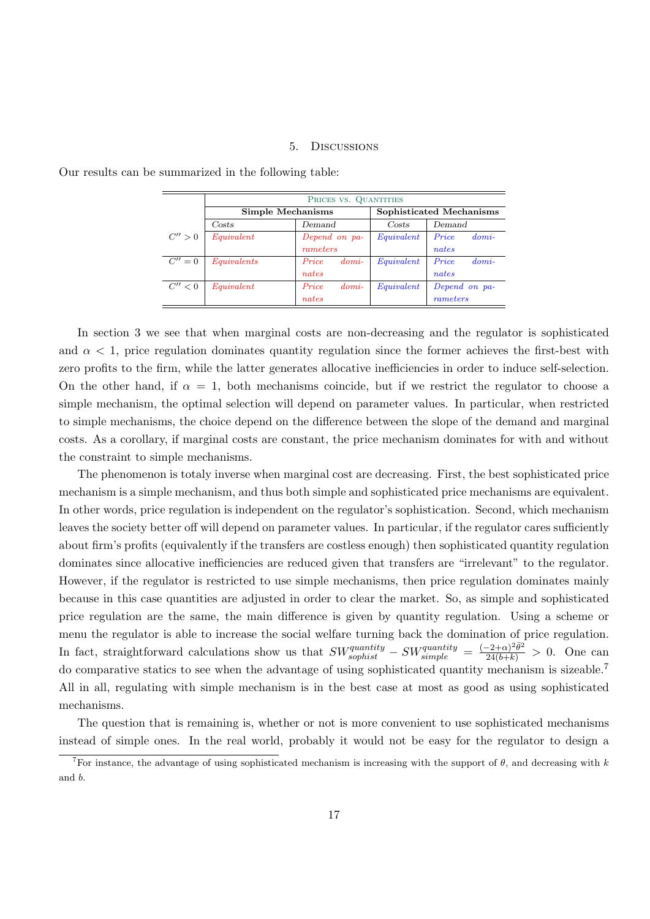## 5. Discussions

Our results can be summarized in the following table:

| | Prices vs. Quantities | | | |
|---|---|---|---|---|
| | **Simple Mechanisms** | | **Sophisticated Mechanisms** | |
| | *Costs* | *Demand* | *Costs* | *Demand* |
| $C'' > 0$ | *Equivalent* | *Depend on parameters* | *Equivalent* | *Price dominates* |
| $C'' = 0$ | *Equivalents* | *Price dominates* | *Equivalent* | *Price dominates* |
| $C'' < 0$ | *Equivalent* | *Price dominates* | *Equivalent* | *Depend on parameters* |

In section 3 we see that when marginal costs are non-decreasing and the regulator is sophisticated and $\alpha < 1$, price regulation dominates quantity regulation since the former achieves the first-best with zero profits to the firm, while the latter generates allocative inefficiencies in order to induce self-selection. On the other hand, if $\alpha = 1$, both mechanisms coincide, but if we restrict the regulator to choose a simple mechanism, the optimal selection will depend on parameter values. In particular, when restricted to simple mechanisms, the choice depend on the difference between the slope of the demand and marginal costs. As a corollary, if marginal costs are constant, the price mechanism dominates for with and without the constraint to simple mechanisms.

The phenomenon is totaly inverse when marginal cost are decreasing. First, the best sophisticated price mechanism is a simple mechanism, and thus both simple and sophisticated price mechanisms are equivalent. In other words, price regulation is independent on the regulator's sophistication. Second, which mechanism leaves the society better off will depend on parameter values. In particular, if the regulator cares sufficiently about firm's profits (equivalently if the transfers are costless enough) then sophisticated quantity regulation dominates since allocative inefficiencies are reduced given that transfers are "irrelevant" to the regulator. However, if the regulator is restricted to use simple mechanisms, then price regulation dominates mainly because in this case quantities are adjusted in order to clear the market. So, as simple and sophisticated price regulation are the same, the main difference is given by quantity regulation. Using a scheme or menu the regulator is able to increase the social welfare turning back the domination of price regulation. In fact, straightforward calculations show us that $SW^{quantity}_{sophist} - SW^{quantity}_{simple} = \frac{(-2+\alpha)^2\bar{\theta}^2}{24(b+k)} > 0$. One can do comparative statics to see when the advantage of using sophisticated quantity mechanism is sizeable.[7] All in all, regulating with simple mechanism is in the best case at most as good as using sophisticated mechanisms.

The question that is remaining is, whether or not is more convenient to use sophisticated mechanisms instead of simple ones. In the real world, probably it would not be easy for the regulator to design a

[7] For instance, the advantage of using sophisticated mechanism is increasing with the support of $\theta$, and decreasing with $k$ and $b$.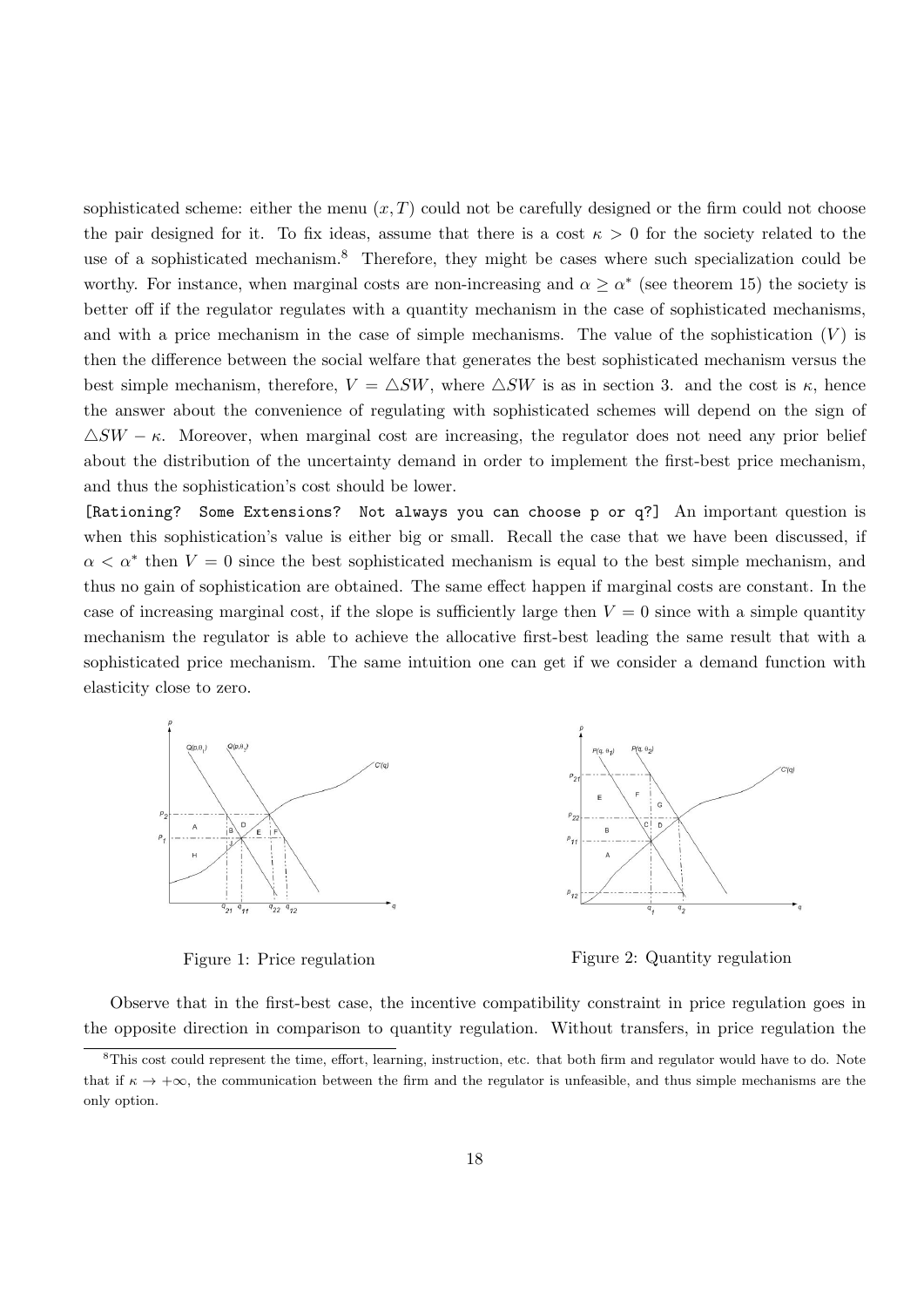sophisticated scheme: either the menu $(x, T)$ could not be carefully designed or the firm could not choose the pair designed for it. To fix ideas, assume that there is a cost $\kappa > 0$ for the society related to the use of a sophisticated mechanism.[8] Therefore, they might be cases where such specialization could be worthy. For instance, when marginal costs are non-increasing and $\alpha \geq \alpha^*$ (see theorem 15) the society is better off if the regulator regulates with a quantity mechanism in the case of sophisticated mechanisms, and with a price mechanism in the case of simple mechanisms. The value of the sophistication $(V)$ is then the difference between the social welfare that generates the best sophisticated mechanism versus the best simple mechanism, therefore, $V = \triangle SW$, where $\triangle SW$ is as in section 3. and the cost is $\kappa$, hence the answer about the convenience of regulating with sophisticated schemes will depend on the sign of $\triangle SW - \kappa$. Moreover, when marginal cost are increasing, the regulator does not need any prior belief about the distribution of the uncertainty demand in order to implement the first-best price mechanism, and thus the sophistication's cost should be lower.

`[Rationing? Some Extensions? Not always you can choose p or q?]` An important question is when this sophistication's value is either big or small. Recall the case that we have been discussed, if $\alpha < \alpha^*$ then $V = 0$ since the best sophisticated mechanism is equal to the best simple mechanism, and thus no gain of sophistication are obtained. The same effect happen if marginal costs are constant. In the case of increasing marginal cost, if the slope is sufficiently large then $V = 0$ since with a simple quantity mechanism the regulator is able to achieve the allocative first-best leading the same result that with a sophisticated price mechanism. The same intuition one can get if we consider a demand function with elasticity close to zero.

Figure 1: Price regulation

Figure 2: Quantity regulation

Observe that in the first-best case, the incentive compatibility constraint in price regulation goes in the opposite direction in comparison to quantity regulation. Without transfers, in price regulation the

[8] This cost could represent the time, effort, learning, instruction, etc. that both firm and regulator would have to do. Note that if $\kappa \to +\infty$, the communication between the firm and the regulator is unfeasible, and thus simple mechanisms are the only option.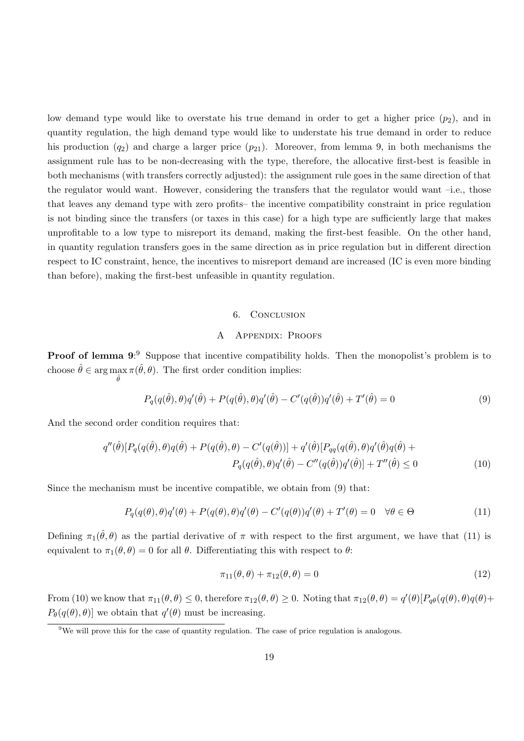low demand type would like to overstate his true demand in order to get a higher price ($p_2$), and in quantity regulation, the high demand type would like to understate his true demand in order to reduce his production ($q_2$) and charge a larger price ($p_{21}$). Moreover, from lemma 9, in both mechanisms the assignment rule has to be non-decreasing with the type, therefore, the allocative first-best is feasible in both mechanisms (with transfers correctly adjusted): the assignment rule goes in the same direction of that the regulator would want. However, considering the transfers that the regulator would want –i.e., those that leaves any demand type with zero profits– the incentive compatibility constraint in price regulation is not binding since the transfers (or taxes in this case) for a high type are sufficiently large that makes unprofitable to a low type to misreport its demand, making the first-best feasible. On the other hand, in quantity regulation transfers goes in the same direction as in price regulation but in different direction respect to IC constraint, hence, the incentives to misreport demand are increased (IC is even more binding than before), making the first-best unfeasible in quantity regulation.

## 6. Conclusion

## A Appendix: Proofs

**Proof of lemma 9**:[9] Suppose that incentive compatibility holds. Then the monopolist's problem is to choose $\hat{\theta} \in \arg\max_{\hat{\theta}} \pi(\hat{\theta}, \theta)$. The first order condition implies:

$$P_q(q(\hat{\theta}), \theta)q'(\hat{\theta}) + P(q(\hat{\theta}), \theta)q'(\hat{\theta}) - C'(q(\hat{\theta}))q'(\hat{\theta}) + T'(\hat{\theta}) = 0 \tag{9}$$

And the second order condition requires that:

$$q''(\hat{\theta})[P_q(q(\hat{\theta}), \theta)q(\hat{\theta}) + P(q(\hat{\theta}), \theta) - C'(q(\hat{\theta}))] + q'(\hat{\theta})[P_{qq}(q(\hat{\theta}), \theta)q'(\hat{\theta})q(\hat{\theta}) + P_q(q(\hat{\theta}), \theta)q'(\hat{\theta}) - C''(q(\hat{\theta}))q'(\hat{\theta})] + T''(\hat{\theta}) \leq 0 \tag{10}$$

Since the mechanism must be incentive compatible, we obtain from (9) that:

$$P_q(q(\theta), \theta)q'(\theta) + P(q(\theta), \theta)q'(\theta) - C'(q(\theta))q'(\theta) + T'(\theta) = 0 \quad \forall \theta \in \Theta \tag{11}$$

Defining $\pi_1(\hat{\theta}, \theta)$ as the partial derivative of $\pi$ with respect to the first argument, we have that (11) is equivalent to $\pi_1(\theta, \theta) = 0$ for all $\theta$. Differentiating this with respect to $\theta$:

$$\pi_{11}(\theta, \theta) + \pi_{12}(\theta, \theta) = 0 \tag{12}$$

From (10) we know that $\pi_{11}(\theta, \theta) \leq 0$, therefore $\pi_{12}(\theta, \theta) \geq 0$. Noting that $\pi_{12}(\theta, \theta) = q'(\theta)[P_{q\theta}(q(\theta), \theta)q(\theta) + P_\theta(q(\theta), \theta)]$ we obtain that $q'(\theta)$ must be increasing.

[9] We will prove this for the case of quantity regulation. The case of price regulation is analogous.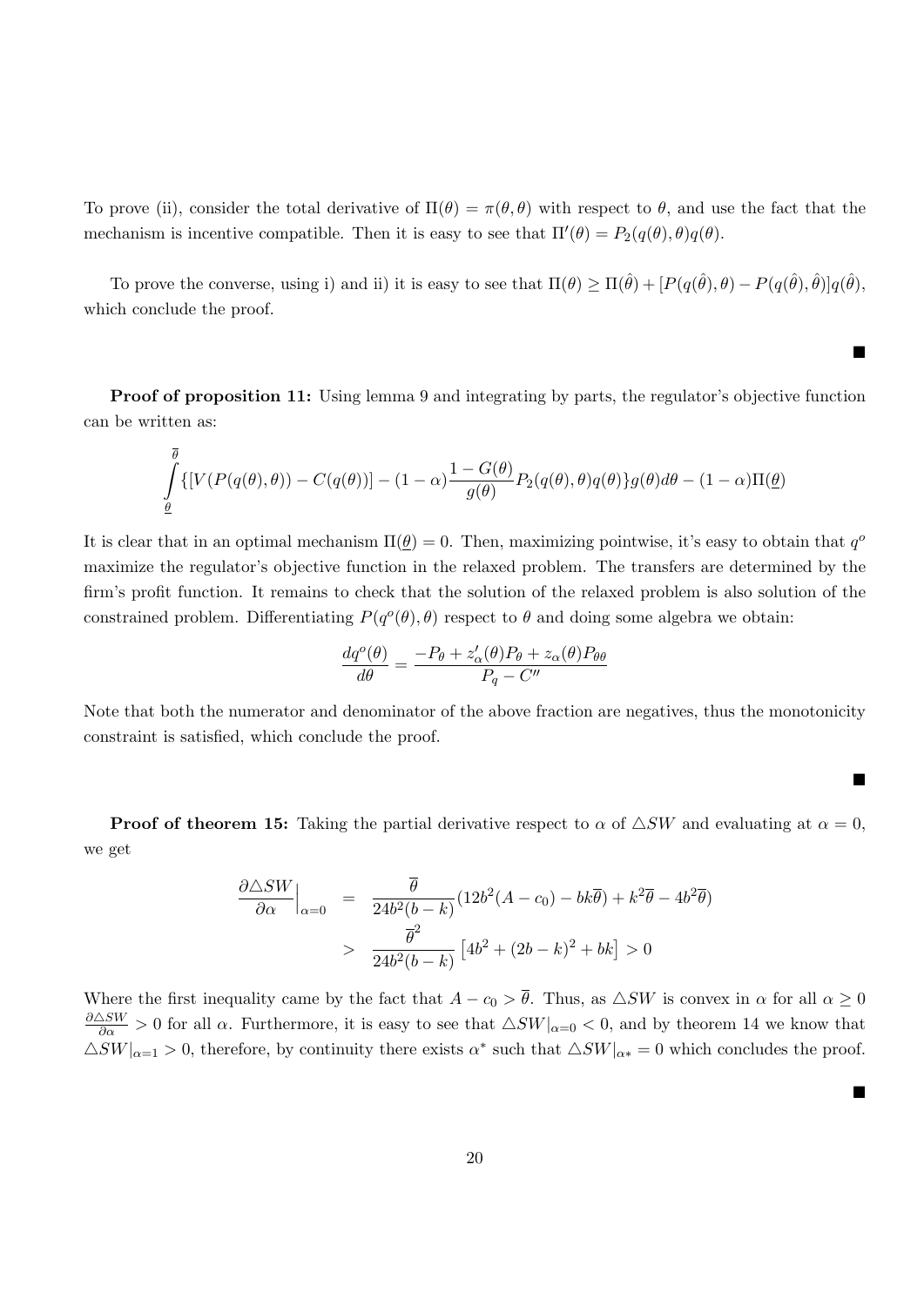To prove (ii), consider the total derivative of $\Pi(\theta) = \pi(\theta,\theta)$ with respect to $\theta$, and use the fact that the mechanism is incentive compatible. Then it is easy to see that $\Pi'(\theta) = P_2(q(\theta),\theta)q(\theta)$.

To prove the converse, using i) and ii) it is easy to see that $\Pi(\theta) \geq \Pi(\hat{\theta}) + [P(q(\hat{\theta}),\theta) - P(q(\hat{\theta}),\hat{\theta})]q(\hat{\theta})$, which conclude the proof.

■

**Proof of proposition 11:** Using lemma 9 and integrating by parts, the regulator's objective function can be written as:

$$\int_{\underline{\theta}}^{\overline{\theta}} \{[V(P(q(\theta),\theta)) - C(q(\theta))] - (1-\alpha)\frac{1-G(\theta)}{g(\theta)}P_2(q(\theta),\theta)q(\theta)\}g(\theta)d\theta - (1-\alpha)\Pi(\underline{\theta})$$

It is clear that in an optimal mechanism $\Pi(\underline{\theta}) = 0$. Then, maximizing pointwise, it's easy to obtain that $q^o$ maximize the regulator's objective function in the relaxed problem. The transfers are determined by the firm's profit function. It remains to check that the solution of the relaxed problem is also solution of the constrained problem. Differentiating $P(q^o(\theta),\theta)$ respect to $\theta$ and doing some algebra we obtain:

$$\frac{dq^o(\theta)}{d\theta} = \frac{-P_\theta + z'_\alpha(\theta)P_\theta + z_\alpha(\theta)P_{\theta\theta}}{P_q - C''}$$

Note that both the numerator and denominator of the above fraction are negatives, thus the monotonicity constraint is satisfied, which conclude the proof.

■

**Proof of theorem 15:** Taking the partial derivative respect to $\alpha$ of $\triangle SW$ and evaluating at $\alpha = 0$, we get

$$\begin{aligned}
\frac{\partial \triangle SW}{\partial \alpha}\Big|_{\alpha=0} &= \frac{\overline{\theta}}{24b^2(b-k)}(12b^2(A-c_0) - bk\overline{\theta}) + k^2\overline{\theta} - 4b^2\overline{\theta}) \\
&> \frac{\overline{\theta}^2}{24b^2(b-k)}\left[4b^2 + (2b-k)^2 + bk\right] > 0
\end{aligned}$$

Where the first inequality came by the fact that $A - c_0 > \overline{\theta}$. Thus, as $\triangle SW$ is convex in $\alpha$ for all $\alpha \geq 0$ $\frac{\partial \triangle SW}{\partial \alpha} > 0$ for all $\alpha$. Furthermore, it is easy to see that $\triangle SW|_{\alpha=0} < 0$, and by theorem 14 we know that $\triangle SW|_{\alpha=1} > 0$, therefore, by continuity there exists $\alpha^*$ such that $\triangle SW|_{\alpha*} = 0$ which concludes the proof.

■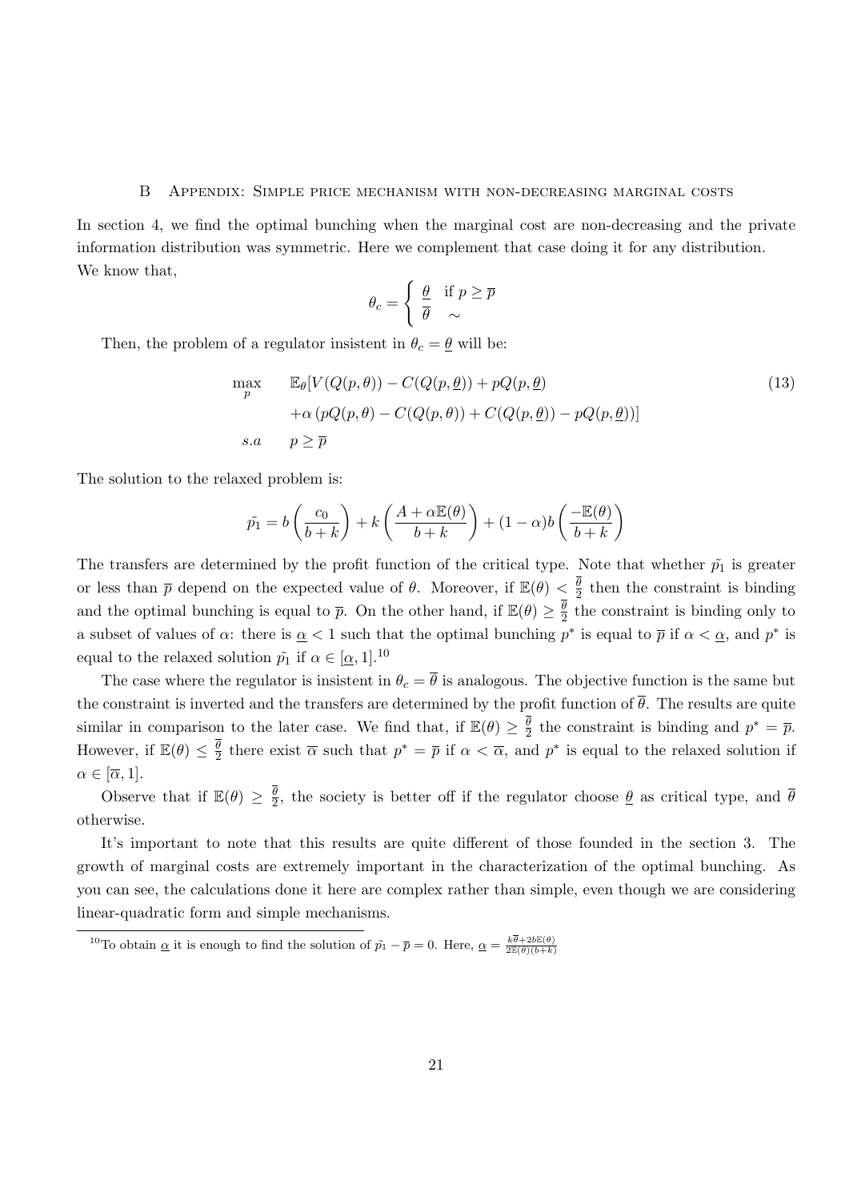# B Appendix: Simple price mechanism with non-decreasing marginal costs

In section 4, we find the optimal bunching when the marginal cost are non-decreasing and the private information distribution was symmetric. Here we complement that case doing it for any distribution. We know that,

$$\theta_c = \begin{cases} \underline{\theta} & \text{if } p \geq \overline{p} \\ \overline{\theta} & \sim \end{cases}$$

Then, the problem of a regulator insistent in $\theta_c = \underline{\theta}$ will be:

$$\begin{aligned} \max_{p} \quad & \mathbb{E}_\theta[V(Q(p,\theta)) - C(Q(p,\underline{\theta})) + pQ(p,\underline{\theta}) \\ & +\alpha\left(pQ(p,\theta) - C(Q(p,\theta)) + C(Q(p,\underline{\theta})) - pQ(p,\underline{\theta})\right)] \\ s.a \quad & p \geq \overline{p} \end{aligned} \tag{13}$$

The solution to the relaxed problem is:

$$\tilde{p_1} = b\left(\frac{c_0}{b+k}\right) + k\left(\frac{A + \alpha\mathbb{E}(\theta)}{b+k}\right) + (1-\alpha)b\left(\frac{-\mathbb{E}(\theta)}{b+k}\right)$$

The transfers are determined by the profit function of the critical type. Note that whether $\tilde{p_1}$ is greater or less than $\overline{p}$ depend on the expected value of $\theta$. Moreover, if $\mathbb{E}(\theta) < \frac{\overline{\theta}}{2}$ then the constraint is binding and the optimal bunching is equal to $\overline{p}$. On the other hand, if $\mathbb{E}(\theta) \geq \frac{\overline{\theta}}{2}$ the constraint is binding only to a subset of values of $\alpha$: there is $\underline{\alpha} < 1$ such that the optimal bunching $p^*$ is equal to $\overline{p}$ if $\alpha < \underline{\alpha}$, and $p^*$ is equal to the relaxed solution $\tilde{p_1}$ if $\alpha \in [\underline{\alpha}, 1]$.[10]

The case where the regulator is insistent in $\theta_c = \overline{\theta}$ is analogous. The objective function is the same but the constraint is inverted and the transfers are determined by the profit function of $\overline{\theta}$. The results are quite similar in comparison to the later case. We find that, if $\mathbb{E}(\theta) \geq \frac{\overline{\theta}}{2}$ the constraint is binding and $p^* = \overline{p}$. However, if $\mathbb{E}(\theta) \leq \frac{\overline{\theta}}{2}$ there exist $\overline{\alpha}$ such that $p^* = \overline{p}$ if $\alpha < \overline{\alpha}$, and $p^*$ is equal to the relaxed solution if $\alpha \in [\overline{\alpha}, 1]$.

Observe that if $\mathbb{E}(\theta) \geq \frac{\overline{\theta}}{2}$, the society is better off if the regulator choose $\underline{\theta}$ as critical type, and $\overline{\theta}$ otherwise.

It's important to note that this results are quite different of those founded in the section 3. The growth of marginal costs are extremely important in the characterization of the optimal bunching. As you can see, the calculations done it here are complex rather than simple, even though we are considering linear-quadratic form and simple mechanisms.

---

[10] To obtain $\underline{\alpha}$ it is enough to find the solution of $\tilde{p_1} - \overline{p} = 0$. Here, $\underline{\alpha} = \frac{k\overline{\theta} + 2b\mathbb{E}(\theta)}{2\mathbb{E}(\theta)(b+k)}$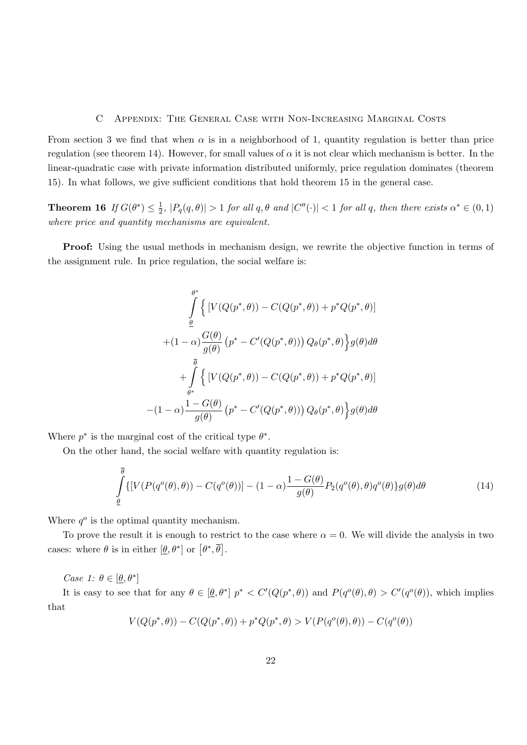## C Appendix: The General Case with Non-Increasing Marginal Costs

From section 3 we find that when $\alpha$ is in a neighborhood of 1, quantity regulation is better than price regulation (see theorem 14). However, for small values of $\alpha$ it is not clear which mechanism is better. In the linear-quadratic case with private information distributed uniformly, price regulation dominates (theorem 15). In what follows, we give sufficient conditions that hold theorem 15 in the general case.

**Theorem 16** *If $G(\theta^*) \leq \frac{1}{2}$, $|P_q(q,\theta)| > 1$ for all $q, \theta$ and $|C''(\cdot)| < 1$ for all $q$, then there exists $\alpha^* \in (0,1)$ where price and quantity mechanisms are equivalent.*

**Proof:** Using the usual methods in mechanism design, we rewrite the objective function in terms of the assignment rule. In price regulation, the social welfare is:

$$
\begin{aligned}
&\int_{\underline{\theta}}^{\theta^*} \Big\{ [V(Q(p^*,\theta)) - C(Q(p^*,\theta)) + p^* Q(p^*,\theta)] \\
&+(1-\alpha)\frac{G(\theta)}{g(\theta)} \left(p^* - C'(Q(p^*,\theta))\right) Q_\theta(p^*,\theta) \Big\} g(\theta) d\theta \\
&+ \int_{\theta^*}^{\overline{\theta}} \Big\{ [V(Q(p^*,\theta)) - C(Q(p^*,\theta)) + p^* Q(p^*,\theta)] \\
&-(1-\alpha)\frac{1-G(\theta)}{g(\theta)} \left(p^* - C'(Q(p^*,\theta))\right) Q_\theta(p^*,\theta) \Big\} g(\theta) d\theta
\end{aligned}
$$

Where $p^*$ is the marginal cost of the critical type $\theta^*$.

On the other hand, the social welfare with quantity regulation is:

$$
\int_{\underline{\theta}}^{\overline{\theta}} \{[V(P(q^o(\theta),\theta)) - C(q^o(\theta))] - (1-\alpha)\frac{1-G(\theta)}{g(\theta)} P_2(q^o(\theta),\theta) q^o(\theta)\} g(\theta) d\theta \tag{14}
$$

Where $q^o$ is the optimal quantity mechanism.

To prove the result it is enough to restrict to the case where $\alpha = 0$. We will divide the analysis in two cases: where $\theta$ is in either $[\underline{\theta}, \theta^*]$ or $[\theta^*, \overline{\theta}]$.

*Case 1: $\theta \in [\underline{\theta}, \theta^*]$*

It is easy to see that for any $\theta \in [\underline{\theta}, \theta^*]$ $p^* < C'(Q(p^*,\theta))$ and $P(q^o(\theta),\theta) > C'(q^o(\theta))$, which implies that

$$
V(Q(p^*,\theta)) - C(Q(p^*,\theta)) + p^* Q(p^*,\theta) > V(P(q^o(\theta),\theta)) - C(q^o(\theta))
$$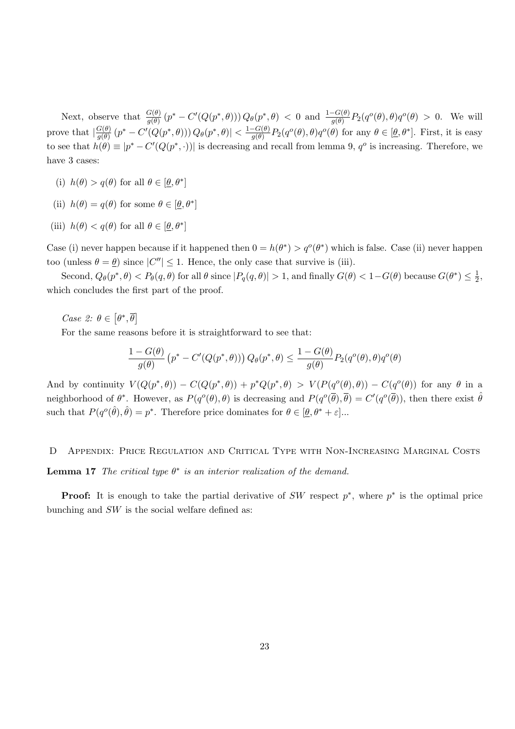Next, observe that $\frac{G(\theta)}{g(\theta)}\left(p^* - C'(Q(p^*,\theta))\right)Q_\theta(p^*,\theta) < 0$ and $\frac{1-G(\theta)}{g(\theta)}P_2(q^o(\theta),\theta)q^o(\theta) > 0$. We will prove that $|\frac{G(\theta)}{g(\theta)}\left(p^* - C'(Q(p^*,\theta))\right)Q_\theta(p^*,\theta)| < \frac{1-G(\theta)}{g(\theta)}P_2(q^o(\theta),\theta)q^o(\theta)$ for any $\theta \in [\underline{\theta}, \theta^*]$. First, it is easy to see that $h(\theta) \equiv |p^* - C'(Q(p^*,\cdot))|$ is decreasing and recall from lemma 9, $q^o$ is increasing. Therefore, we have 3 cases:

(i) $h(\theta) > q(\theta)$ for all $\theta \in [\underline{\theta}, \theta^*]$

(ii) $h(\theta) = q(\theta)$ for some $\theta \in [\underline{\theta}, \theta^*]$

(iii) $h(\theta) < q(\theta)$ for all $\theta \in [\underline{\theta}, \theta^*]$

Case (i) never happen because if it happened then $0 = h(\theta^*) > q^o(\theta^*)$ which is false. Case (ii) never happen too (unless $\theta = \underline{\theta}$) since $|C''| \leq 1$. Hence, the only case that survive is (iii).

Second, $Q_\theta(p^*,\theta) < P_\theta(q,\theta)$ for all $\theta$ since $|P_q(q,\theta)| > 1$, and finally $G(\theta) < 1 - G(\theta)$ because $G(\theta^*) \leq \frac{1}{2}$, which concludes the first part of the proof.

*Case 2:* $\theta \in \left[\theta^*, \overline{\theta}\right]$

For the same reasons before it is straightforward to see that:

$$\frac{1-G(\theta)}{g(\theta)}\left(p^* - C'(Q(p^*,\theta))\right)Q_\theta(p^*,\theta) \leq \frac{1-G(\theta)}{g(\theta)}P_2(q^o(\theta),\theta)q^o(\theta)$$

And by continuity $V(Q(p^*,\theta)) - C(Q(p^*,\theta)) + p^*Q(p^*,\theta) > V(P(q^o(\theta),\theta)) - C(q^o(\theta))$ for any $\theta$ in a neighborhood of $\theta^*$. However, as $P(q^o(\theta),\theta)$ is decreasing and $P(q^o(\overline{\theta}),\overline{\theta}) = C'(q^o(\overline{\theta}))$, then there exist $\hat{\theta}$ such that $P(q^o(\hat{\theta}),\hat{\theta}) = p^*$. Therefore price dominates for $\theta \in [\underline{\theta}, \theta^* + \varepsilon]$...

## D Appendix: Price Regulation and Critical Type with Non-Increasing Marginal Costs

**Lemma 17** *The critical type $\theta^*$ is an interior realization of the demand.*

**Proof:** It is enough to take the partial derivative of $SW$ respect $p^*$, where $p^*$ is the optimal price bunching and $SW$ is the social welfare defined as: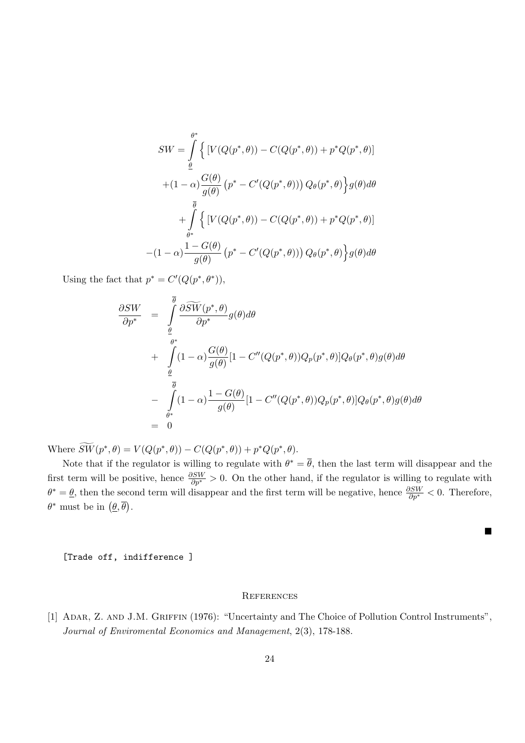$$
\begin{aligned}
SW = \int_{\underline{\theta}}^{\theta^*} \Big\{ & \left[V(Q(p^*,\theta)) - C(Q(p^*,\theta)) + p^* Q(p^*,\theta)\right] \\
& +(1-\alpha)\frac{G(\theta)}{g(\theta)}\left(p^* - C'(Q(p^*,\theta))\right) Q_\theta(p^*,\theta)\Big\} g(\theta) d\theta \\
& + \int_{\theta^*}^{\overline{\theta}} \Big\{ \left[V(Q(p^*,\theta)) - C(Q(p^*,\theta)) + p^* Q(p^*,\theta)\right] \\
& -(1-\alpha)\frac{1-G(\theta)}{g(\theta)}\left(p^* - C'(Q(p^*,\theta))\right) Q_\theta(p^*,\theta)\Big\} g(\theta) d\theta
\end{aligned}
$$

Using the fact that $p^* = C'(Q(p^*, \theta^*))$,

$$
\begin{aligned}
\frac{\partial SW}{\partial p^*} &= \int_{\underline{\theta}}^{\overline{\theta}} \frac{\partial \widetilde{SW}(p^*,\theta)}{\partial p^*} g(\theta) d\theta \\
&+ \int_{\underline{\theta}}^{\theta^*} (1-\alpha)\frac{G(\theta)}{g(\theta)}[1 - C''(Q(p^*,\theta))Q_p(p^*,\theta)]Q_\theta(p^*,\theta)g(\theta)d\theta \\
&- \int_{\theta^*}^{\overline{\theta}} (1-\alpha)\frac{1-G(\theta)}{g(\theta)}[1 - C''(Q(p^*,\theta))Q_p(p^*,\theta)]Q_\theta(p^*,\theta)g(\theta)d\theta \\
&= 0
\end{aligned}
$$

Where $\widetilde{SW}(p^*,\theta) = V(Q(p^*,\theta)) - C(Q(p^*,\theta)) + p^* Q(p^*,\theta)$.

Note that if the regulator is willing to regulate with $\theta^* = \overline{\theta}$, then the last term will disappear and the first term will be positive, hence $\frac{\partial SW}{\partial p^*} > 0$. On the other hand, if the regulator is willing to regulate with $\theta^* = \underline{\theta}$, then the second term will disappear and the first term will be negative, hence $\frac{\partial SW}{\partial p^*} < 0$. Therefore, $\theta^*$ must be in $(\underline{\theta}, \overline{\theta})$.

■

[Trade off, indifference ]

## References

[1] Adar, Z. and J.M. Griffin (1976): "Uncertainty and The Choice of Pollution Control Instruments", *Journal of Enviromental Economics and Management*, 2(3), 178-188.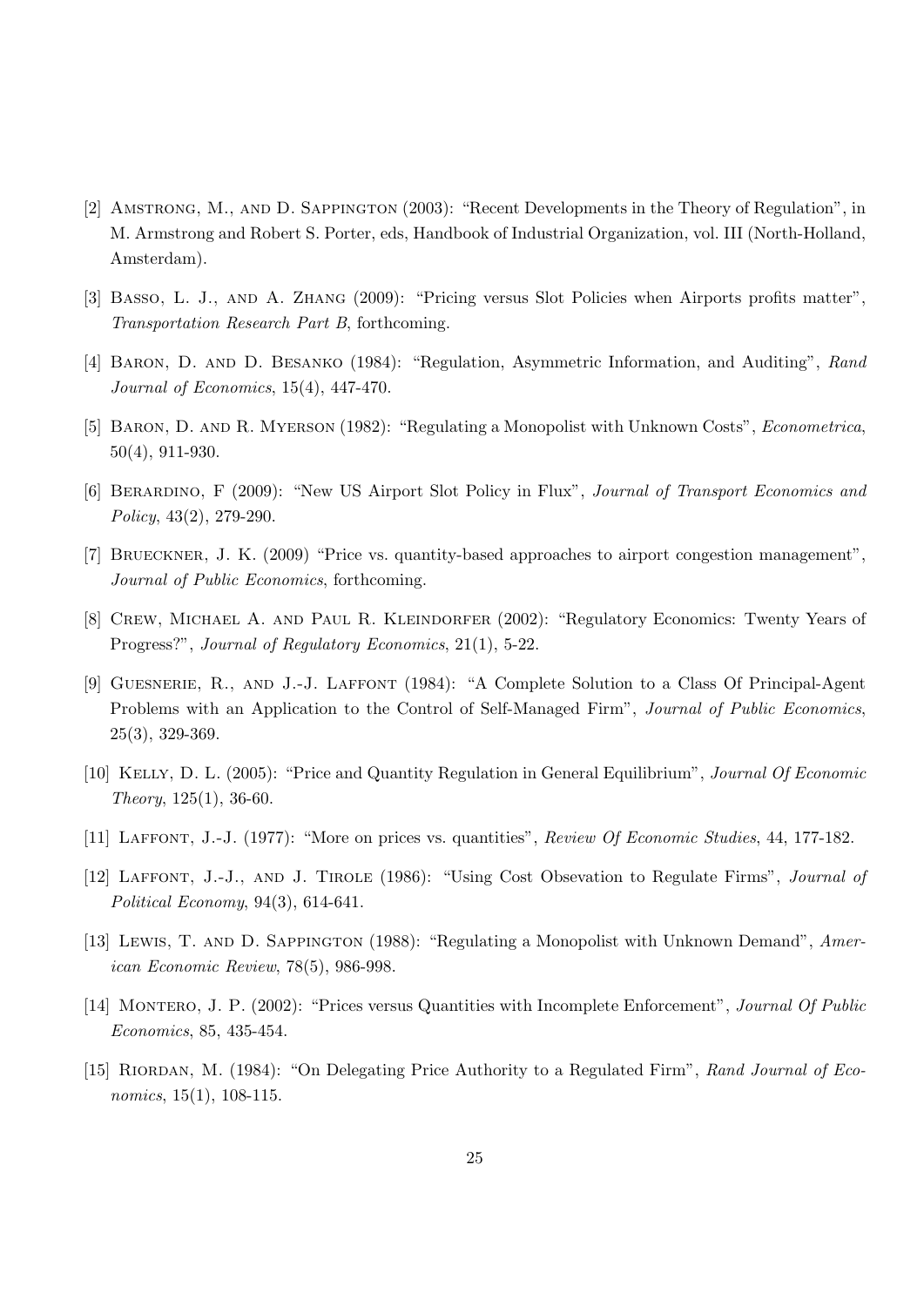[2] Amstrong, M., and D. Sappington (2003): "Recent Developments in the Theory of Regulation", in M. Armstrong and Robert S. Porter, eds, Handbook of Industrial Organization, vol. III (North-Holland, Amsterdam).

[3] Basso, L. J., and A. Zhang (2009): "Pricing versus Slot Policies when Airports profits matter", *Transportation Research Part B*, forthcoming.

[4] Baron, D. and D. Besanko (1984): "Regulation, Asymmetric Information, and Auditing", *Rand Journal of Economics*, 15(4), 447-470.

[5] Baron, D. and R. Myerson (1982): "Regulating a Monopolist with Unknown Costs", *Econometrica*, 50(4), 911-930.

[6] Berardino, F (2009): "New US Airport Slot Policy in Flux", *Journal of Transport Economics and Policy*, 43(2), 279-290.

[7] Brueckner, J. K. (2009) "Price vs. quantity-based approaches to airport congestion management", *Journal of Public Economics*, forthcoming.

[8] Crew, Michael A. and Paul R. Kleindorfer (2002): "Regulatory Economics: Twenty Years of Progress?", *Journal of Regulatory Economics*, 21(1), 5-22.

[9] Guesnerie, R., and J.-J. Laffont (1984): "A Complete Solution to a Class Of Principal-Agent Problems with an Application to the Control of Self-Managed Firm", *Journal of Public Economics*, 25(3), 329-369.

[10] Kelly, D. L. (2005): "Price and Quantity Regulation in General Equilibrium", *Journal Of Economic Theory*, 125(1), 36-60.

[11] Laffont, J.-J. (1977): "More on prices vs. quantities", *Review Of Economic Studies*, 44, 177-182.

[12] Laffont, J.-J., and J. Tirole (1986): "Using Cost Obsevation to Regulate Firms", *Journal of Political Economy*, 94(3), 614-641.

[13] Lewis, T. and D. Sappington (1988): "Regulating a Monopolist with Unknown Demand", *American Economic Review*, 78(5), 986-998.

[14] Montero, J. P. (2002): "Prices versus Quantities with Incomplete Enforcement", *Journal Of Public Economics*, 85, 435-454.

[15] Riordan, M. (1984): "On Delegating Price Authority to a Regulated Firm", *Rand Journal of Economics*, 15(1), 108-115.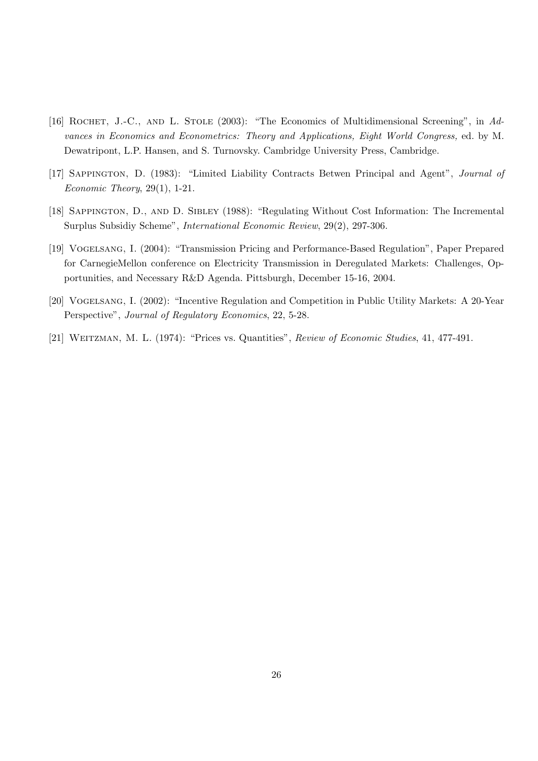[16] Rochet, J.-C., and L. Stole (2003): "The Economics of Multidimensional Screening", in *Advances in Economics and Econometrics: Theory and Applications, Eight World Congress,* ed. by M. Dewatripont, L.P. Hansen, and S. Turnovsky. Cambridge University Press, Cambridge.

[17] Sappington, D. (1983): "Limited Liability Contracts Betwen Principal and Agent", *Journal of Economic Theory*, 29(1), 1-21.

[18] Sappington, D., and D. Sibley (1988): "Regulating Without Cost Information: The Incremental Surplus Subsidiy Scheme", *International Economic Review*, 29(2), 297-306.

[19] Vogelsang, I. (2004): "Transmission Pricing and Performance-Based Regulation", Paper Prepared for CarnegieMellon conference on Electricity Transmission in Deregulated Markets: Challenges, Opportunities, and Necessary R&D Agenda. Pittsburgh, December 15-16, 2004.

[20] Vogelsang, I. (2002): "Incentive Regulation and Competition in Public Utility Markets: A 20-Year Perspective", *Journal of Regulatory Economics*, 22, 5-28.

[21] Weitzman, M. L. (1974): "Prices vs. Quantities", *Review of Economic Studies*, 41, 477-491.